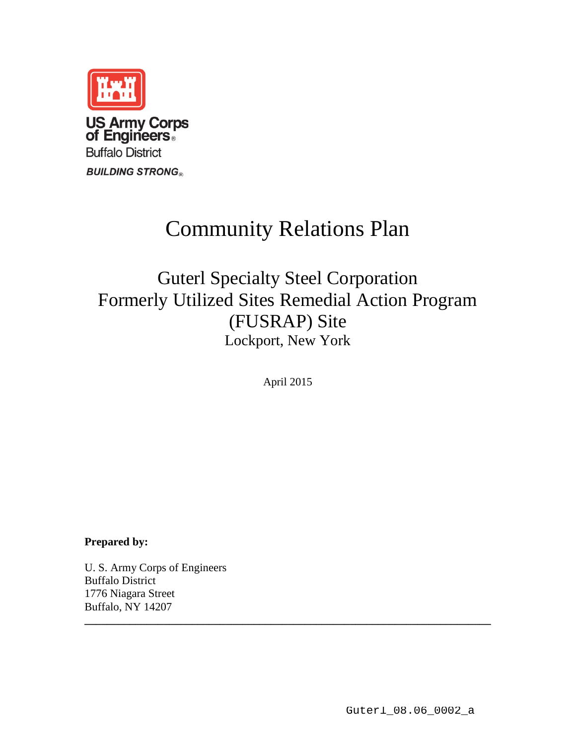US Army Corps of Engineers
Buffalo District
*BUILDING STRONG*

# Community Relations Plan

## Guterl Specialty Steel Corporation Formerly Utilized Sites Remedial Action Program (FUSRAP) Site

Lockport, New York

April 2015

**Prepared by:**

U. S. Army Corps of Engineers
Buffalo District
1776 Niagara Street
Buffalo, NY 14207

Guterl_08.06_0002_a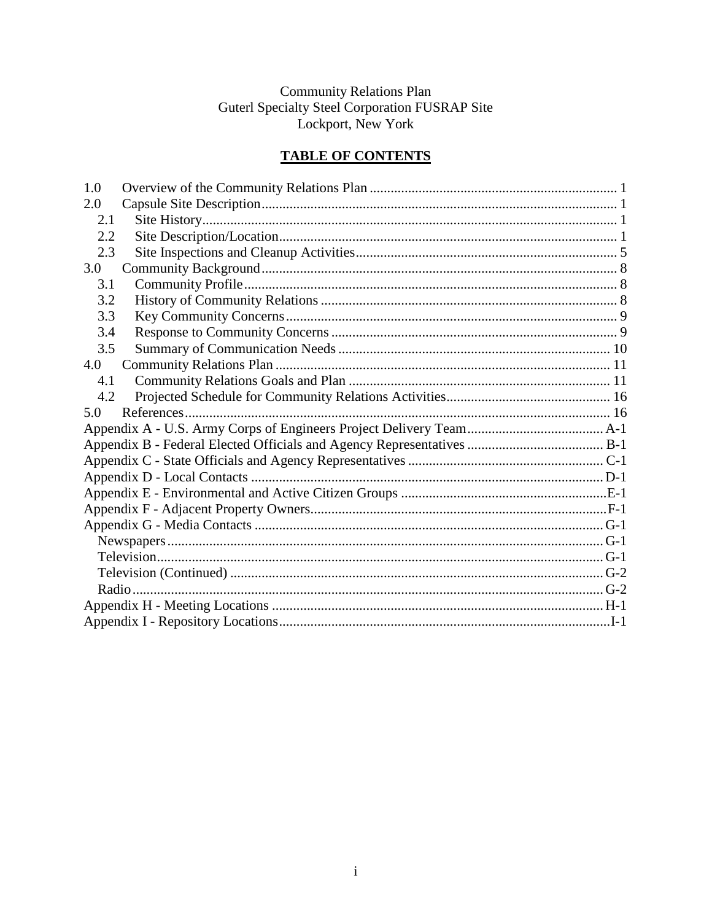Community Relations Plan
Guterl Specialty Steel Corporation FUSRAP Site
Lockport, New York

## TABLE OF CONTENTS

1.0 Overview of the Community Relations Plan ........ 1
2.0 Capsule Site Description ........ 1
  2.1 Site History ........ 1
  2.2 Site Description/Location ........ 1
  2.3 Site Inspections and Cleanup Activities ........ 5
3.0 Community Background ........ 8
  3.1 Community Profile ........ 8
  3.2 History of Community Relations ........ 8
  3.3 Key Community Concerns ........ 9
  3.4 Response to Community Concerns ........ 9
  3.5 Summary of Communication Needs ........ 10
4.0 Community Relations Plan ........ 11
  4.1 Community Relations Goals and Plan ........ 11
  4.2 Projected Schedule for Community Relations Activities ........ 16
5.0 References ........ 16
Appendix A - U.S. Army Corps of Engineers Project Delivery Team ........ A-1
Appendix B - Federal Elected Officials and Agency Representatives ........ B-1
Appendix C - State Officials and Agency Representatives ........ C-1
Appendix D - Local Contacts ........ D-1
Appendix E - Environmental and Active Citizen Groups ........ E-1
Appendix F - Adjacent Property Owners ........ F-1
Appendix G - Media Contacts ........ G-1
  Newspapers ........ G-1
  Television ........ G-1
  Television (Continued) ........ G-2
  Radio ........ G-2
Appendix H - Meeting Locations ........ H-1
Appendix I - Repository Locations ........ I-1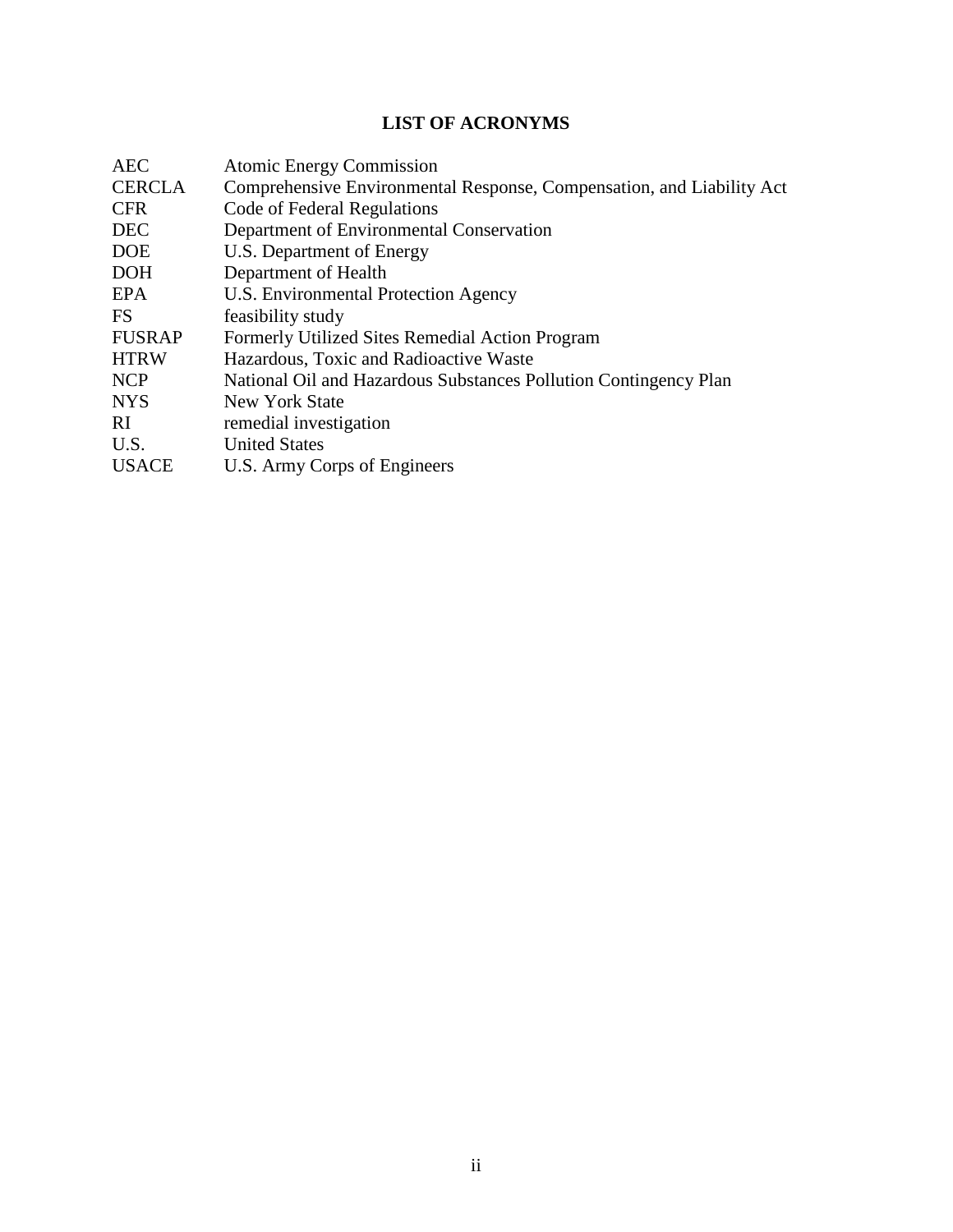# LIST OF ACRONYMS

| | |
|---|---|
| AEC | Atomic Energy Commission |
| CERCLA | Comprehensive Environmental Response, Compensation, and Liability Act |
| CFR | Code of Federal Regulations |
| DEC | Department of Environmental Conservation |
| DOE | U.S. Department of Energy |
| DOH | Department of Health |
| EPA | U.S. Environmental Protection Agency |
| FS | feasibility study |
| FUSRAP | Formerly Utilized Sites Remedial Action Program |
| HTRW | Hazardous, Toxic and Radioactive Waste |
| NCP | National Oil and Hazardous Substances Pollution Contingency Plan |
| NYS | New York State |
| RI | remedial investigation |
| U.S. | United States |
| USACE | U.S. Army Corps of Engineers |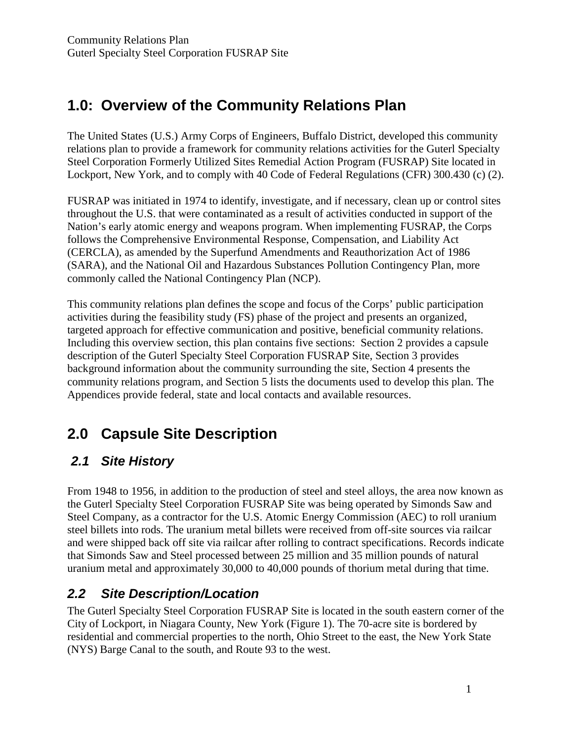# 1.0: Overview of the Community Relations Plan

The United States (U.S.) Army Corps of Engineers, Buffalo District, developed this community relations plan to provide a framework for community relations activities for the Guterl Specialty Steel Corporation Formerly Utilized Sites Remedial Action Program (FUSRAP) Site located in Lockport, New York, and to comply with 40 Code of Federal Regulations (CFR) 300.430 (c) (2).

FUSRAP was initiated in 1974 to identify, investigate, and if necessary, clean up or control sites throughout the U.S. that were contaminated as a result of activities conducted in support of the Nation's early atomic energy and weapons program. When implementing FUSRAP, the Corps follows the Comprehensive Environmental Response, Compensation, and Liability Act (CERCLA), as amended by the Superfund Amendments and Reauthorization Act of 1986 (SARA), and the National Oil and Hazardous Substances Pollution Contingency Plan, more commonly called the National Contingency Plan (NCP).

This community relations plan defines the scope and focus of the Corps' public participation activities during the feasibility study (FS) phase of the project and presents an organized, targeted approach for effective communication and positive, beneficial community relations. Including this overview section, this plan contains five sections: Section 2 provides a capsule description of the Guterl Specialty Steel Corporation FUSRAP Site, Section 3 provides background information about the community surrounding the site, Section 4 presents the community relations program, and Section 5 lists the documents used to develop this plan. The Appendices provide federal, state and local contacts and available resources.

# 2.0 Capsule Site Description

## *2.1 Site History*

From 1948 to 1956, in addition to the production of steel and steel alloys, the area now known as the Guterl Specialty Steel Corporation FUSRAP Site was being operated by Simonds Saw and Steel Company, as a contractor for the U.S. Atomic Energy Commission (AEC) to roll uranium steel billets into rods. The uranium metal billets were received from off-site sources via railcar and were shipped back off site via railcar after rolling to contract specifications. Records indicate that Simonds Saw and Steel processed between 25 million and 35 million pounds of natural uranium metal and approximately 30,000 to 40,000 pounds of thorium metal during that time.

## *2.2 Site Description/Location*

The Guterl Specialty Steel Corporation FUSRAP Site is located in the south eastern corner of the City of Lockport, in Niagara County, New York (Figure 1). The 70-acre site is bordered by residential and commercial properties to the north, Ohio Street to the east, the New York State (NYS) Barge Canal to the south, and Route 93 to the west.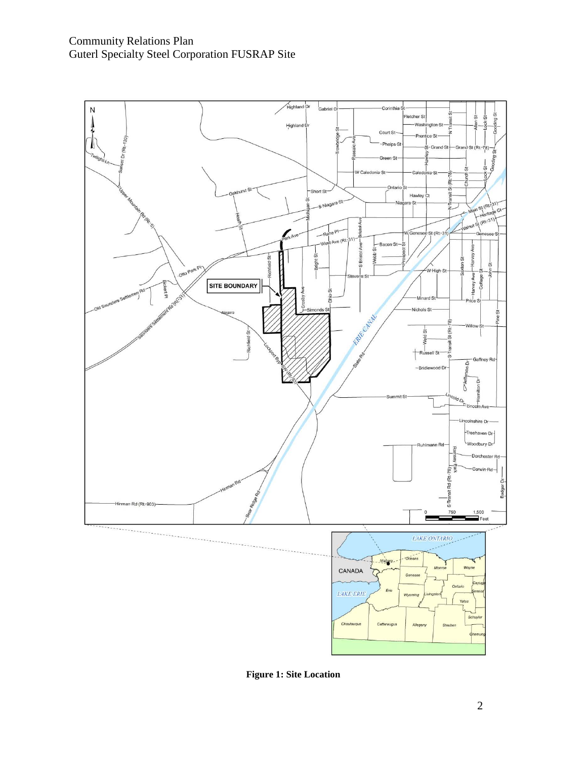**Figure 1: Site Location**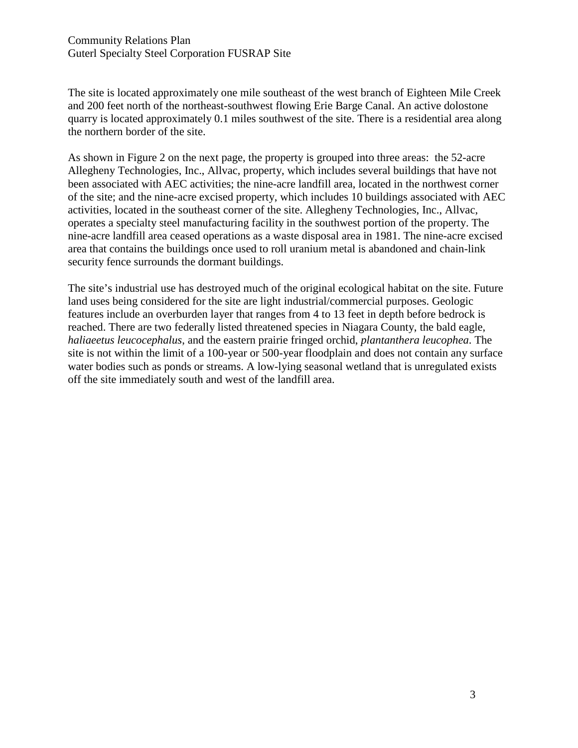The site is located approximately one mile southeast of the west branch of Eighteen Mile Creek and 200 feet north of the northeast-southwest flowing Erie Barge Canal. An active dolostone quarry is located approximately 0.1 miles southwest of the site. There is a residential area along the northern border of the site.

As shown in Figure 2 on the next page, the property is grouped into three areas: the 52-acre Allegheny Technologies, Inc., Allvac, property, which includes several buildings that have not been associated with AEC activities; the nine-acre landfill area, located in the northwest corner of the site; and the nine-acre excised property, which includes 10 buildings associated with AEC activities, located in the southeast corner of the site. Allegheny Technologies, Inc., Allvac, operates a specialty steel manufacturing facility in the southwest portion of the property. The nine-acre landfill area ceased operations as a waste disposal area in 1981. The nine-acre excised area that contains the buildings once used to roll uranium metal is abandoned and chain-link security fence surrounds the dormant buildings.

The site's industrial use has destroyed much of the original ecological habitat on the site. Future land uses being considered for the site are light industrial/commercial purposes. Geologic features include an overburden layer that ranges from 4 to 13 feet in depth before bedrock is reached. There are two federally listed threatened species in Niagara County, the bald eagle, *haliaeetus leucocephalus*, and the eastern prairie fringed orchid, *plantanthera leucophea*. The site is not within the limit of a 100-year or 500-year floodplain and does not contain any surface water bodies such as ponds or streams. A low-lying seasonal wetland that is unregulated exists off the site immediately south and west of the landfill area.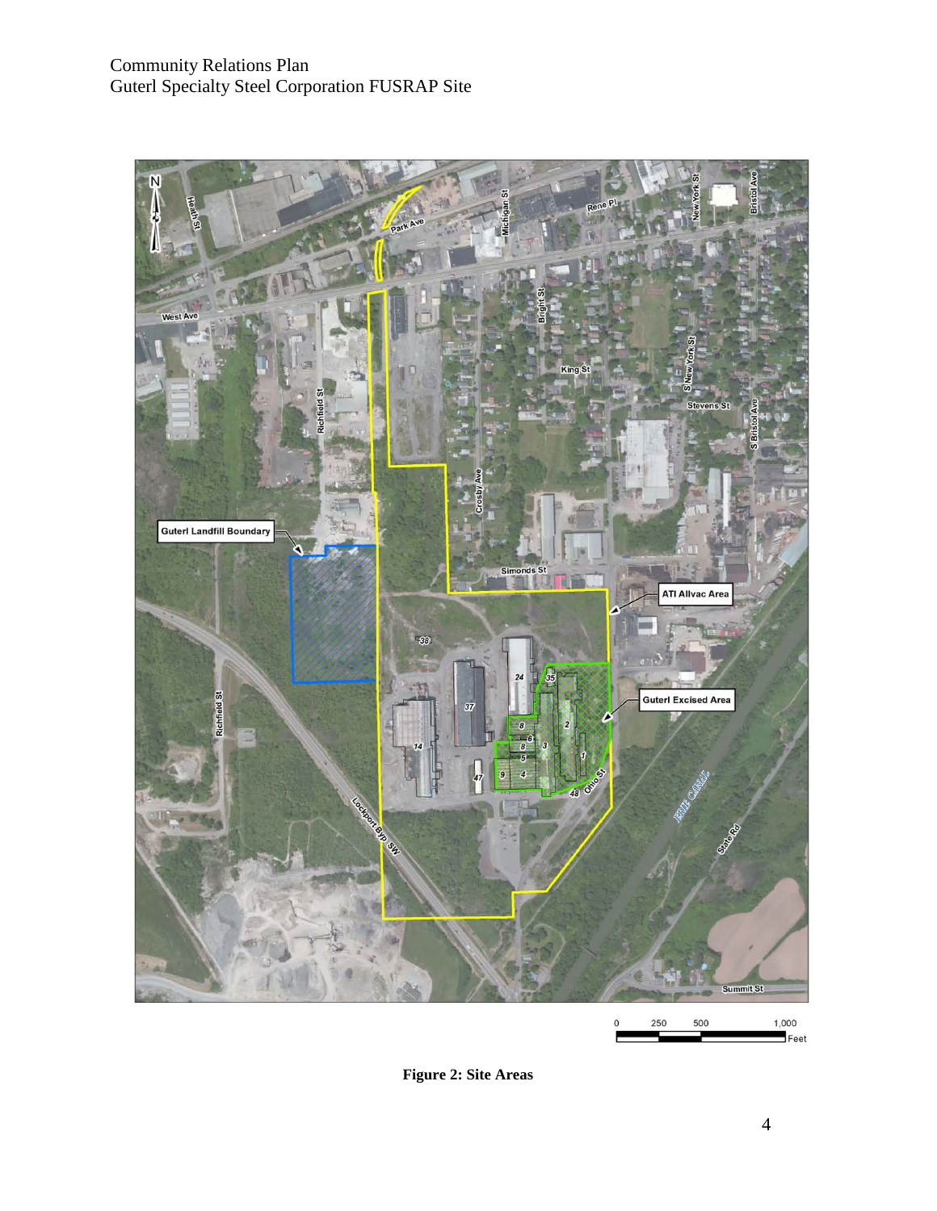**Figure 2: Site Areas**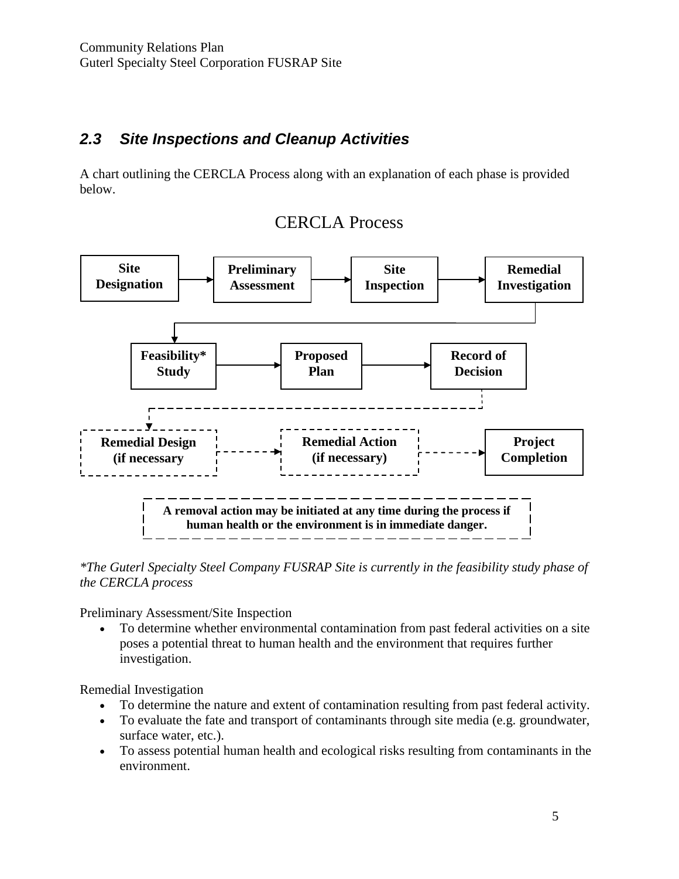## 2.3 Site Inspections and Cleanup Activities

A chart outlining the CERCLA Process along with an explanation of each phase is provided below.

CERCLA Process

Site Designation → Preliminary Assessment → Site Inspection → Remedial Investigation → Feasibility* Study → Proposed Plan → Record of Decision → Remedial Design (if necessary → Remedial Action (if necessary) → Project Completion

**A removal action may be initiated at any time during the process if human health or the environment is in immediate danger.**

*\*The Guterl Specialty Steel Company FUSRAP Site is currently in the feasibility study phase of the CERCLA process*

Preliminary Assessment/Site Inspection

- To determine whether environmental contamination from past federal activities on a site poses a potential threat to human health and the environment that requires further investigation.

Remedial Investigation

- To determine the nature and extent of contamination resulting from past federal activity.
- To evaluate the fate and transport of contaminants through site media (e.g. groundwater, surface water, etc.).
- To assess potential human health and ecological risks resulting from contaminants in the environment.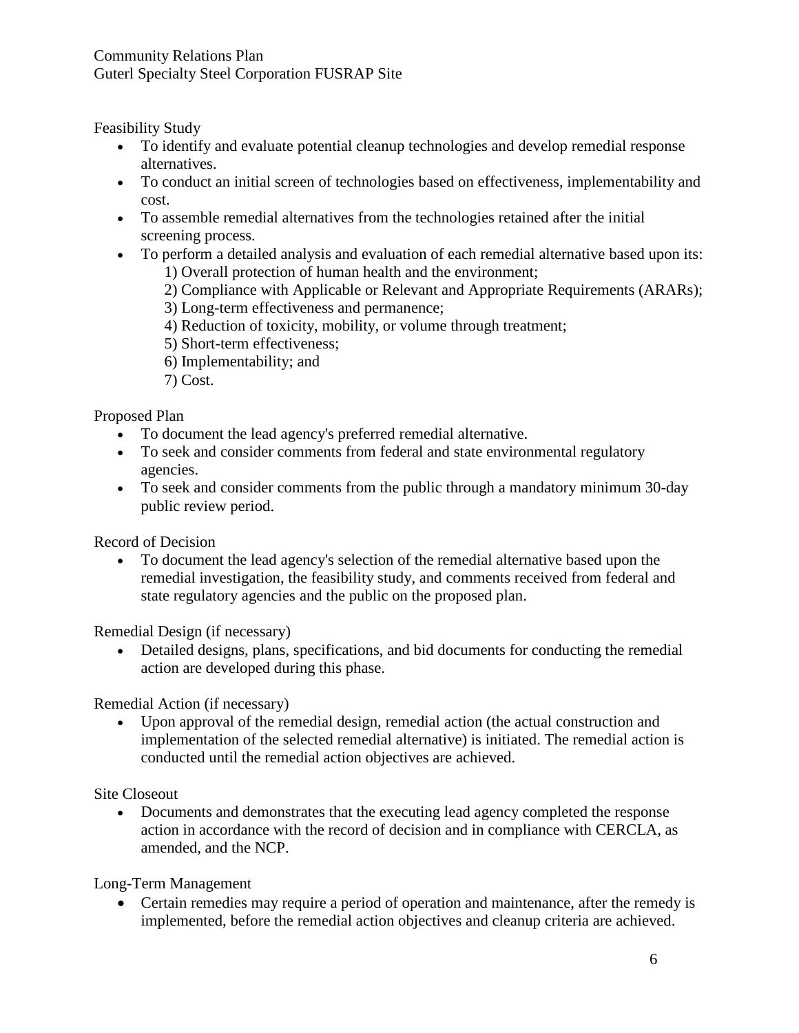Feasibility Study

- To identify and evaluate potential cleanup technologies and develop remedial response alternatives.
- To conduct an initial screen of technologies based on effectiveness, implementability and cost.
- To assemble remedial alternatives from the technologies retained after the initial screening process.
- To perform a detailed analysis and evaluation of each remedial alternative based upon its:
    1) Overall protection of human health and the environment;
    2) Compliance with Applicable or Relevant and Appropriate Requirements (ARARs);
    3) Long-term effectiveness and permanence;
    4) Reduction of toxicity, mobility, or volume through treatment;
    5) Short-term effectiveness;
    6) Implementability; and
    7) Cost.

Proposed Plan

- To document the lead agency's preferred remedial alternative.
- To seek and consider comments from federal and state environmental regulatory agencies.
- To seek and consider comments from the public through a mandatory minimum 30-day public review period.

Record of Decision

- To document the lead agency's selection of the remedial alternative based upon the remedial investigation, the feasibility study, and comments received from federal and state regulatory agencies and the public on the proposed plan.

Remedial Design (if necessary)

- Detailed designs, plans, specifications, and bid documents for conducting the remedial action are developed during this phase.

Remedial Action (if necessary)

- Upon approval of the remedial design, remedial action (the actual construction and implementation of the selected remedial alternative) is initiated. The remedial action is conducted until the remedial action objectives are achieved.

Site Closeout

- Documents and demonstrates that the executing lead agency completed the response action in accordance with the record of decision and in compliance with CERCLA, as amended, and the NCP.

Long-Term Management

- Certain remedies may require a period of operation and maintenance, after the remedy is implemented, before the remedial action objectives and cleanup criteria are achieved.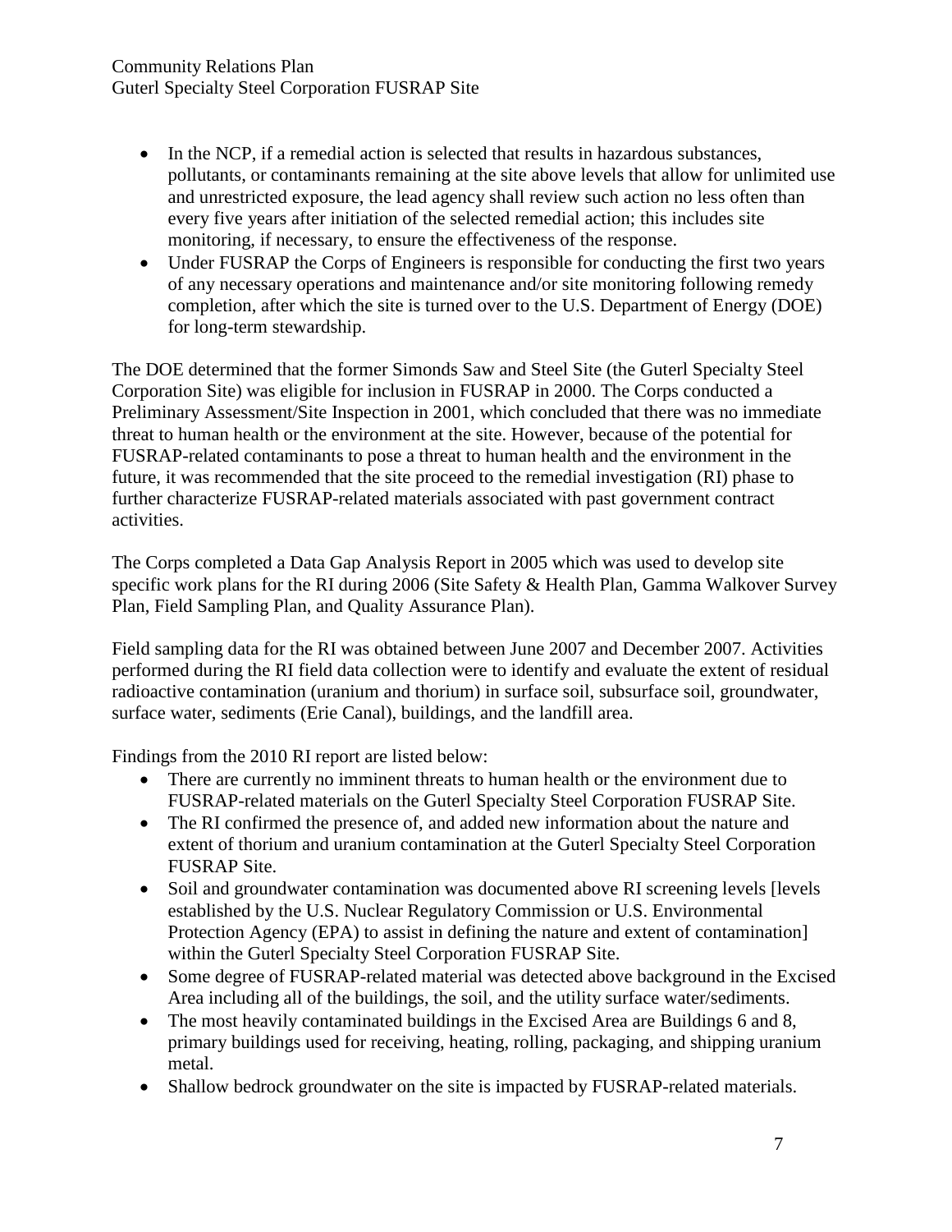- In the NCP, if a remedial action is selected that results in hazardous substances, pollutants, or contaminants remaining at the site above levels that allow for unlimited use and unrestricted exposure, the lead agency shall review such action no less often than every five years after initiation of the selected remedial action; this includes site monitoring, if necessary, to ensure the effectiveness of the response.
- Under FUSRAP the Corps of Engineers is responsible for conducting the first two years of any necessary operations and maintenance and/or site monitoring following remedy completion, after which the site is turned over to the U.S. Department of Energy (DOE) for long-term stewardship.

The DOE determined that the former Simonds Saw and Steel Site (the Guterl Specialty Steel Corporation Site) was eligible for inclusion in FUSRAP in 2000. The Corps conducted a Preliminary Assessment/Site Inspection in 2001, which concluded that there was no immediate threat to human health or the environment at the site. However, because of the potential for FUSRAP-related contaminants to pose a threat to human health and the environment in the future, it was recommended that the site proceed to the remedial investigation (RI) phase to further characterize FUSRAP-related materials associated with past government contract activities.

The Corps completed a Data Gap Analysis Report in 2005 which was used to develop site specific work plans for the RI during 2006 (Site Safety & Health Plan, Gamma Walkover Survey Plan, Field Sampling Plan, and Quality Assurance Plan).

Field sampling data for the RI was obtained between June 2007 and December 2007. Activities performed during the RI field data collection were to identify and evaluate the extent of residual radioactive contamination (uranium and thorium) in surface soil, subsurface soil, groundwater, surface water, sediments (Erie Canal), buildings, and the landfill area.

Findings from the 2010 RI report are listed below:

- There are currently no imminent threats to human health or the environment due to FUSRAP-related materials on the Guterl Specialty Steel Corporation FUSRAP Site.
- The RI confirmed the presence of, and added new information about the nature and extent of thorium and uranium contamination at the Guterl Specialty Steel Corporation FUSRAP Site.
- Soil and groundwater contamination was documented above RI screening levels [levels established by the U.S. Nuclear Regulatory Commission or U.S. Environmental Protection Agency (EPA) to assist in defining the nature and extent of contamination] within the Guterl Specialty Steel Corporation FUSRAP Site.
- Some degree of FUSRAP-related material was detected above background in the Excised Area including all of the buildings, the soil, and the utility surface water/sediments.
- The most heavily contaminated buildings in the Excised Area are Buildings 6 and 8, primary buildings used for receiving, heating, rolling, packaging, and shipping uranium metal.
- Shallow bedrock groundwater on the site is impacted by FUSRAP-related materials.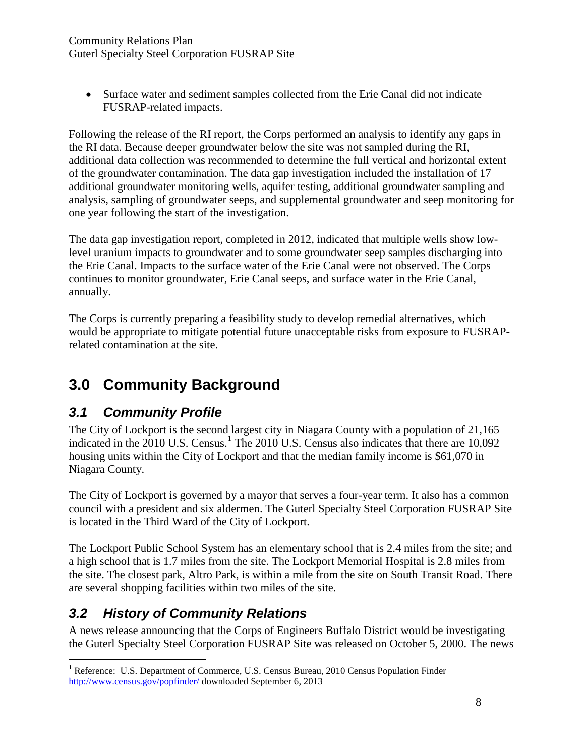- Surface water and sediment samples collected from the Erie Canal did not indicate FUSRAP-related impacts.

Following the release of the RI report, the Corps performed an analysis to identify any gaps in the RI data. Because deeper groundwater below the site was not sampled during the RI, additional data collection was recommended to determine the full vertical and horizontal extent of the groundwater contamination. The data gap investigation included the installation of 17 additional groundwater monitoring wells, aquifer testing, additional groundwater sampling and analysis, sampling of groundwater seeps, and supplemental groundwater and seep monitoring for one year following the start of the investigation.

The data gap investigation report, completed in 2012, indicated that multiple wells show low-level uranium impacts to groundwater and to some groundwater seep samples discharging into the Erie Canal. Impacts to the surface water of the Erie Canal were not observed. The Corps continues to monitor groundwater, Erie Canal seeps, and surface water in the Erie Canal, annually.

The Corps is currently preparing a feasibility study to develop remedial alternatives, which would be appropriate to mitigate potential future unacceptable risks from exposure to FUSRAP-related contamination at the site.

# 3.0 Community Background

## *3.1 Community Profile*

The City of Lockport is the second largest city in Niagara County with a population of 21,165 indicated in the 2010 U.S. Census.[1] The 2010 U.S. Census also indicates that there are 10,092 housing units within the City of Lockport and that the median family income is $61,070 in Niagara County.

The City of Lockport is governed by a mayor that serves a four-year term. It also has a common council with a president and six aldermen. The Guterl Specialty Steel Corporation FUSRAP Site is located in the Third Ward of the City of Lockport.

The Lockport Public School System has an elementary school that is 2.4 miles from the site; and a high school that is 1.7 miles from the site. The Lockport Memorial Hospital is 2.8 miles from the site. The closest park, Altro Park, is within a mile from the site on South Transit Road. There are several shopping facilities within two miles of the site.

## *3.2 History of Community Relations*

A news release announcing that the Corps of Engineers Buffalo District would be investigating the Guterl Specialty Steel Corporation FUSRAP Site was released on October 5, 2000. The news

---

[1] Reference: U.S. Department of Commerce, U.S. Census Bureau, 2010 Census Population Finder http://www.census.gov/popfinder/ downloaded September 6, 2013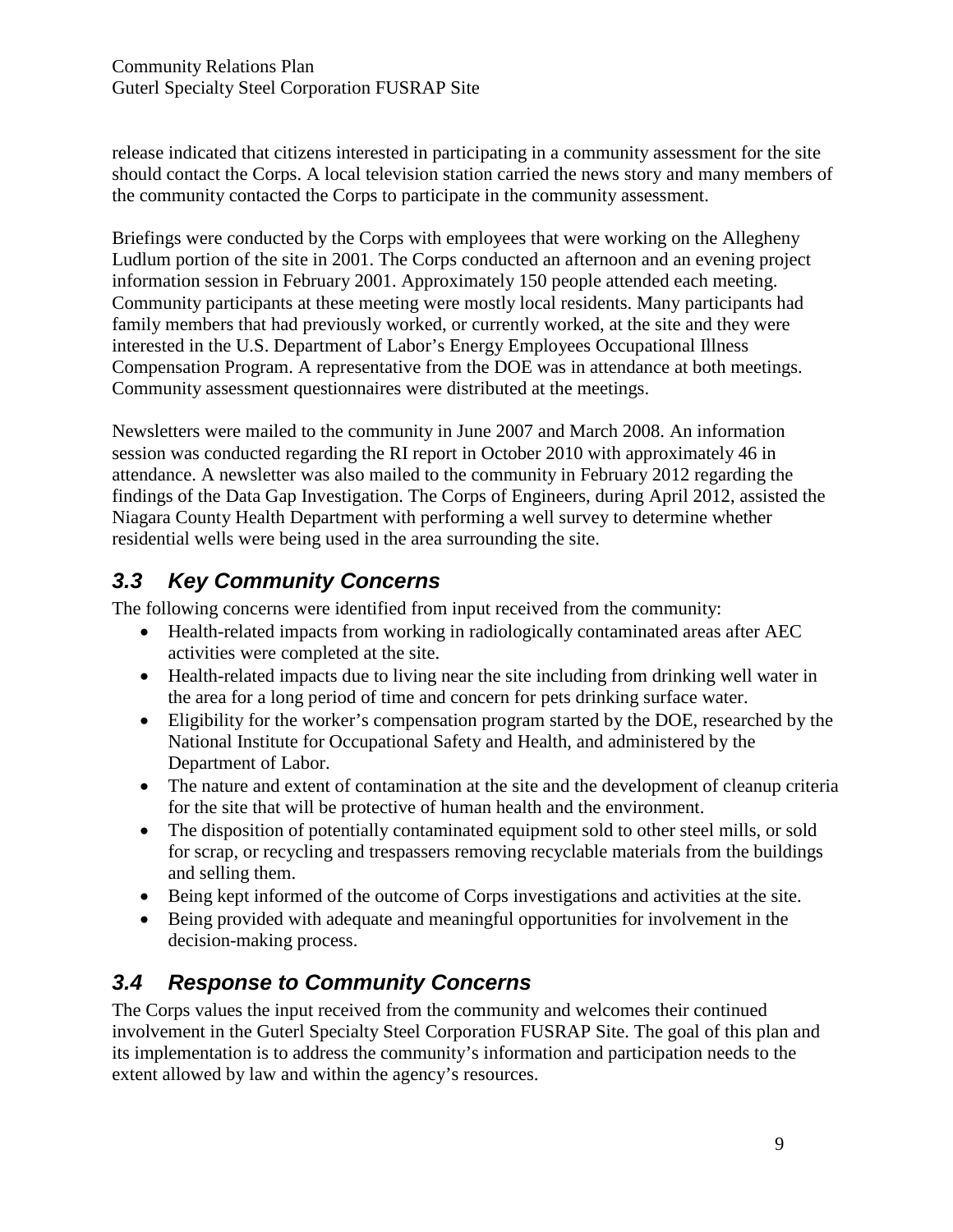release indicated that citizens interested in participating in a community assessment for the site should contact the Corps. A local television station carried the news story and many members of the community contacted the Corps to participate in the community assessment.

Briefings were conducted by the Corps with employees that were working on the Allegheny Ludlum portion of the site in 2001. The Corps conducted an afternoon and an evening project information session in February 2001. Approximately 150 people attended each meeting. Community participants at these meeting were mostly local residents. Many participants had family members that had previously worked, or currently worked, at the site and they were interested in the U.S. Department of Labor's Energy Employees Occupational Illness Compensation Program. A representative from the DOE was in attendance at both meetings. Community assessment questionnaires were distributed at the meetings.

Newsletters were mailed to the community in June 2007 and March 2008. An information session was conducted regarding the RI report in October 2010 with approximately 46 in attendance. A newsletter was also mailed to the community in February 2012 regarding the findings of the Data Gap Investigation. The Corps of Engineers, during April 2012, assisted the Niagara County Health Department with performing a well survey to determine whether residential wells were being used in the area surrounding the site.

## *3.3 Key Community Concerns*

The following concerns were identified from input received from the community:

- Health-related impacts from working in radiologically contaminated areas after AEC activities were completed at the site.
- Health-related impacts due to living near the site including from drinking well water in the area for a long period of time and concern for pets drinking surface water.
- Eligibility for the worker's compensation program started by the DOE, researched by the National Institute for Occupational Safety and Health, and administered by the Department of Labor.
- The nature and extent of contamination at the site and the development of cleanup criteria for the site that will be protective of human health and the environment.
- The disposition of potentially contaminated equipment sold to other steel mills, or sold for scrap, or recycling and trespassers removing recyclable materials from the buildings and selling them.
- Being kept informed of the outcome of Corps investigations and activities at the site.
- Being provided with adequate and meaningful opportunities for involvement in the decision-making process.

## *3.4 Response to Community Concerns*

The Corps values the input received from the community and welcomes their continued involvement in the Guterl Specialty Steel Corporation FUSRAP Site. The goal of this plan and its implementation is to address the community's information and participation needs to the extent allowed by law and within the agency's resources.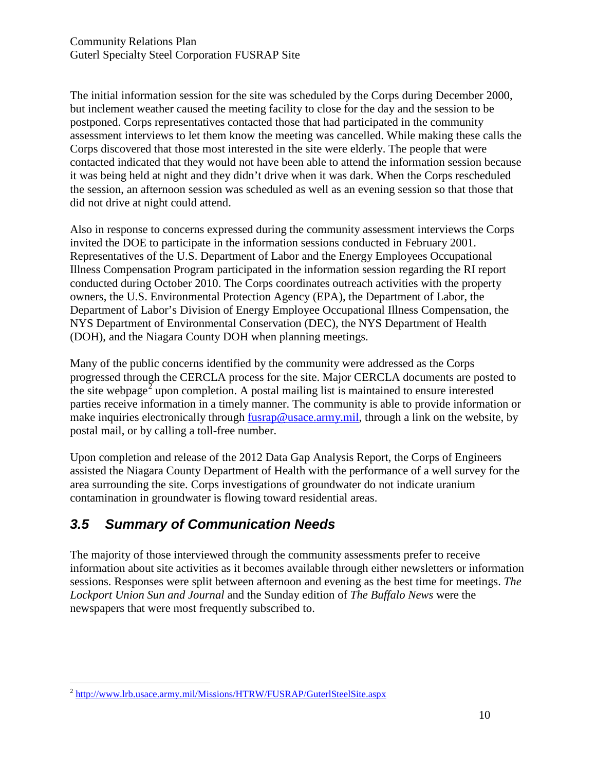The initial information session for the site was scheduled by the Corps during December 2000, but inclement weather caused the meeting facility to close for the day and the session to be postponed. Corps representatives contacted those that had participated in the community assessment interviews to let them know the meeting was cancelled. While making these calls the Corps discovered that those most interested in the site were elderly. The people that were contacted indicated that they would not have been able to attend the information session because it was being held at night and they didn't drive when it was dark. When the Corps rescheduled the session, an afternoon session was scheduled as well as an evening session so that those that did not drive at night could attend.

Also in response to concerns expressed during the community assessment interviews the Corps invited the DOE to participate in the information sessions conducted in February 2001. Representatives of the U.S. Department of Labor and the Energy Employees Occupational Illness Compensation Program participated in the information session regarding the RI report conducted during October 2010. The Corps coordinates outreach activities with the property owners, the U.S. Environmental Protection Agency (EPA), the Department of Labor, the Department of Labor's Division of Energy Employee Occupational Illness Compensation, the NYS Department of Environmental Conservation (DEC), the NYS Department of Health (DOH), and the Niagara County DOH when planning meetings.

Many of the public concerns identified by the community were addressed as the Corps progressed through the CERCLA process for the site. Major CERCLA documents are posted to the site webpage[2] upon completion. A postal mailing list is maintained to ensure interested parties receive information in a timely manner. The community is able to provide information or make inquiries electronically through fusrap@usace.army.mil, through a link on the website, by postal mail, or by calling a toll-free number.

Upon completion and release of the 2012 Data Gap Analysis Report, the Corps of Engineers assisted the Niagara County Department of Health with the performance of a well survey for the area surrounding the site. Corps investigations of groundwater do not indicate uranium contamination in groundwater is flowing toward residential areas.

## *3.5 Summary of Communication Needs*

The majority of those interviewed through the community assessments prefer to receive information about site activities as it becomes available through either newsletters or information sessions. Responses were split between afternoon and evening as the best time for meetings. *The Lockport Union Sun and Journal* and the Sunday edition of *The Buffalo News* were the newspapers that were most frequently subscribed to.

---

[2] http://www.lrb.usace.army.mil/Missions/HTRW/FUSRAP/GuterlSteelSite.aspx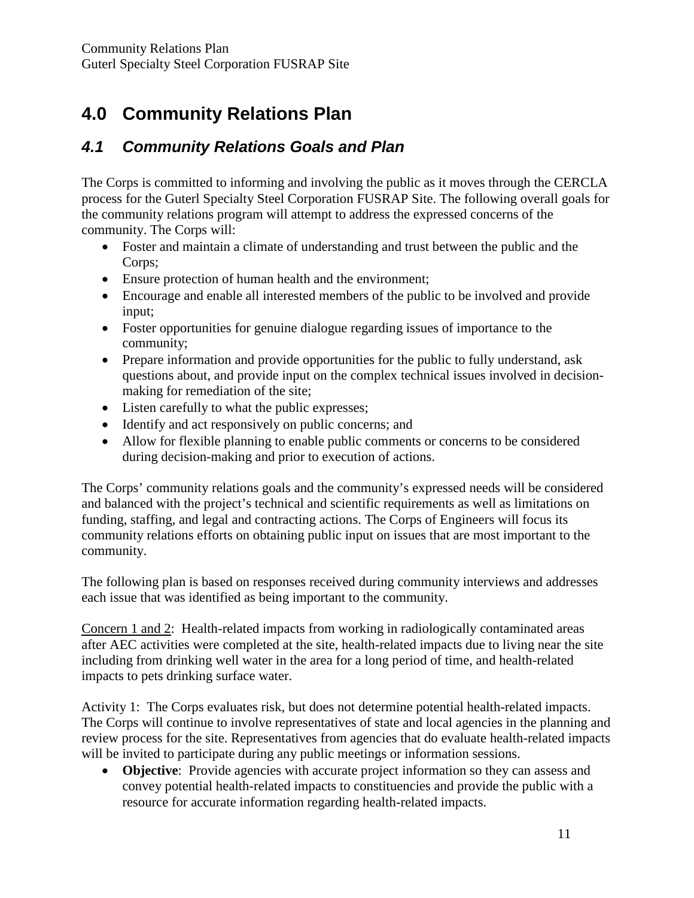# 4.0 Community Relations Plan

## *4.1 Community Relations Goals and Plan*

The Corps is committed to informing and involving the public as it moves through the CERCLA process for the Guterl Specialty Steel Corporation FUSRAP Site. The following overall goals for the community relations program will attempt to address the expressed concerns of the community. The Corps will:

- Foster and maintain a climate of understanding and trust between the public and the Corps;
- Ensure protection of human health and the environment;
- Encourage and enable all interested members of the public to be involved and provide input;
- Foster opportunities for genuine dialogue regarding issues of importance to the community;
- Prepare information and provide opportunities for the public to fully understand, ask questions about, and provide input on the complex technical issues involved in decision-making for remediation of the site;
- Listen carefully to what the public expresses;
- Identify and act responsively on public concerns; and
- Allow for flexible planning to enable public comments or concerns to be considered during decision-making and prior to execution of actions.

The Corps' community relations goals and the community's expressed needs will be considered and balanced with the project's technical and scientific requirements as well as limitations on funding, staffing, and legal and contracting actions. The Corps of Engineers will focus its community relations efforts on obtaining public input on issues that are most important to the community.

The following plan is based on responses received during community interviews and addresses each issue that was identified as being important to the community.

<u>Concern 1 and 2</u>: Health-related impacts from working in radiologically contaminated areas after AEC activities were completed at the site, health-related impacts due to living near the site including from drinking well water in the area for a long period of time, and health-related impacts to pets drinking surface water.

Activity 1: The Corps evaluates risk, but does not determine potential health-related impacts. The Corps will continue to involve representatives of state and local agencies in the planning and review process for the site. Representatives from agencies that do evaluate health-related impacts will be invited to participate during any public meetings or information sessions.

- **Objective**: Provide agencies with accurate project information so they can assess and convey potential health-related impacts to constituencies and provide the public with a resource for accurate information regarding health-related impacts.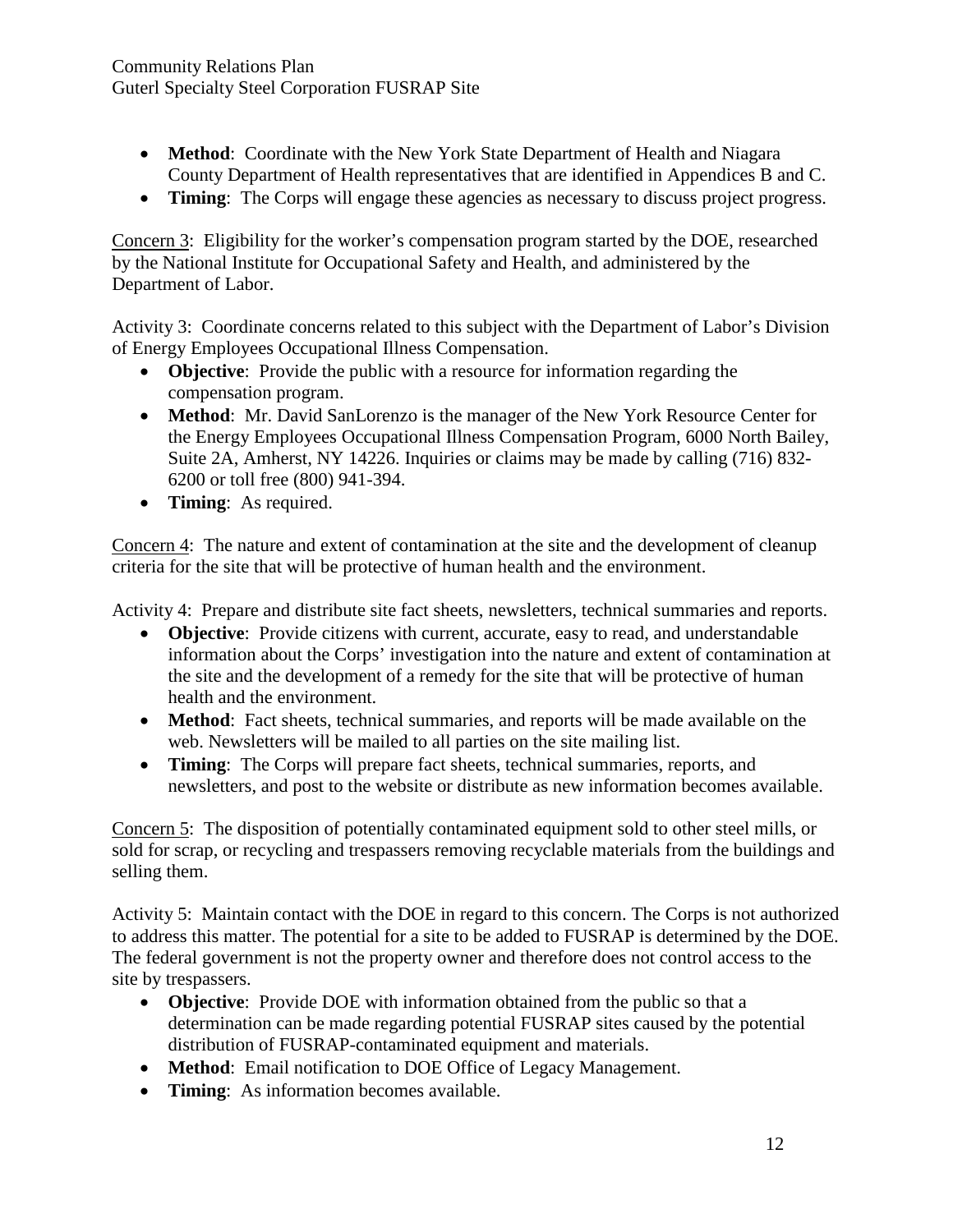- **Method**: Coordinate with the New York State Department of Health and Niagara County Department of Health representatives that are identified in Appendices B and C.
- **Timing**: The Corps will engage these agencies as necessary to discuss project progress.

<u>Concern 3</u>: Eligibility for the worker's compensation program started by the DOE, researched by the National Institute for Occupational Safety and Health, and administered by the Department of Labor.

Activity 3: Coordinate concerns related to this subject with the Department of Labor's Division of Energy Employees Occupational Illness Compensation.

- **Objective**: Provide the public with a resource for information regarding the compensation program.
- **Method**: Mr. David SanLorenzo is the manager of the New York Resource Center for the Energy Employees Occupational Illness Compensation Program, 6000 North Bailey, Suite 2A, Amherst, NY 14226. Inquiries or claims may be made by calling (716) 832-6200 or toll free (800) 941-394.
- **Timing**: As required.

<u>Concern 4</u>: The nature and extent of contamination at the site and the development of cleanup criteria for the site that will be protective of human health and the environment.

Activity 4: Prepare and distribute site fact sheets, newsletters, technical summaries and reports.

- **Objective**: Provide citizens with current, accurate, easy to read, and understandable information about the Corps' investigation into the nature and extent of contamination at the site and the development of a remedy for the site that will be protective of human health and the environment.
- **Method**: Fact sheets, technical summaries, and reports will be made available on the web. Newsletters will be mailed to all parties on the site mailing list.
- **Timing**: The Corps will prepare fact sheets, technical summaries, reports, and newsletters, and post to the website or distribute as new information becomes available.

<u>Concern 5</u>: The disposition of potentially contaminated equipment sold to other steel mills, or sold for scrap, or recycling and trespassers removing recyclable materials from the buildings and selling them.

Activity 5: Maintain contact with the DOE in regard to this concern. The Corps is not authorized to address this matter. The potential for a site to be added to FUSRAP is determined by the DOE. The federal government is not the property owner and therefore does not control access to the site by trespassers.

- **Objective**: Provide DOE with information obtained from the public so that a determination can be made regarding potential FUSRAP sites caused by the potential distribution of FUSRAP-contaminated equipment and materials.
- **Method**: Email notification to DOE Office of Legacy Management.
- **Timing**: As information becomes available.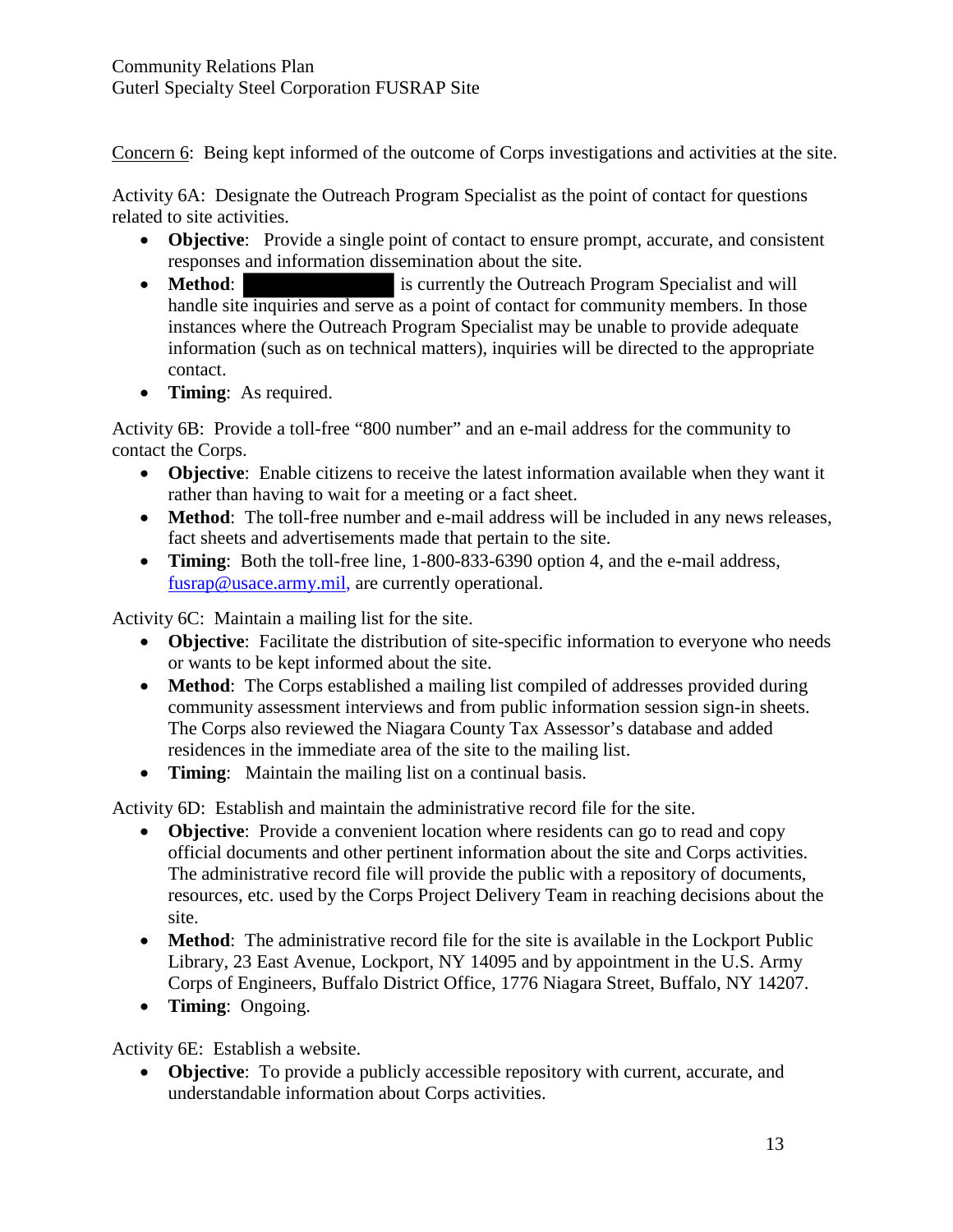<u>Concern 6</u>: Being kept informed of the outcome of Corps investigations and activities at the site.

Activity 6A: Designate the Outreach Program Specialist as the point of contact for questions related to site activities.

- **Objective**: Provide a single point of contact to ensure prompt, accurate, and consistent responses and information dissemination about the site.
- **Method**: [REDACTED] is currently the Outreach Program Specialist and will handle site inquiries and serve as a point of contact for community members. In those instances where the Outreach Program Specialist may be unable to provide adequate information (such as on technical matters), inquiries will be directed to the appropriate contact.
- **Timing**: As required.

Activity 6B: Provide a toll-free "800 number" and an e-mail address for the community to contact the Corps.

- **Objective**: Enable citizens to receive the latest information available when they want it rather than having to wait for a meeting or a fact sheet.
- **Method**: The toll-free number and e-mail address will be included in any news releases, fact sheets and advertisements made that pertain to the site.
- **Timing**: Both the toll-free line, 1-800-833-6390 option 4, and the e-mail address, fusrap@usace.army.mil, are currently operational.

Activity 6C: Maintain a mailing list for the site.

- **Objective**: Facilitate the distribution of site-specific information to everyone who needs or wants to be kept informed about the site.
- **Method**: The Corps established a mailing list compiled of addresses provided during community assessment interviews and from public information session sign-in sheets. The Corps also reviewed the Niagara County Tax Assessor's database and added residences in the immediate area of the site to the mailing list.
- **Timing**: Maintain the mailing list on a continual basis.

Activity 6D: Establish and maintain the administrative record file for the site.

- **Objective**: Provide a convenient location where residents can go to read and copy official documents and other pertinent information about the site and Corps activities. The administrative record file will provide the public with a repository of documents, resources, etc. used by the Corps Project Delivery Team in reaching decisions about the site.
- **Method**: The administrative record file for the site is available in the Lockport Public Library, 23 East Avenue, Lockport, NY 14095 and by appointment in the U.S. Army Corps of Engineers, Buffalo District Office, 1776 Niagara Street, Buffalo, NY 14207.
- **Timing**: Ongoing.

Activity 6E: Establish a website.

- **Objective**: To provide a publicly accessible repository with current, accurate, and understandable information about Corps activities.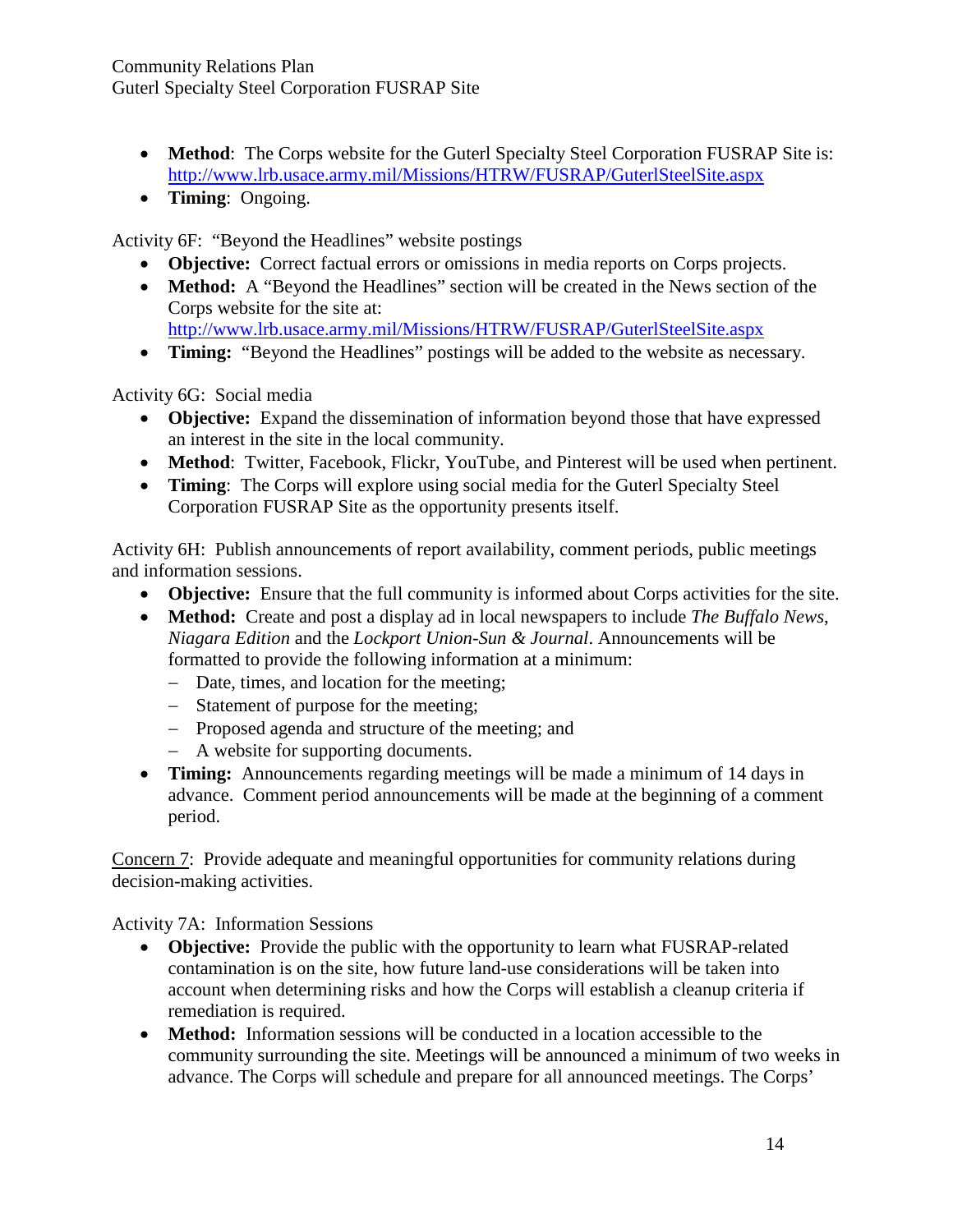- **Method**: The Corps website for the Guterl Specialty Steel Corporation FUSRAP Site is: http://www.lrb.usace.army.mil/Missions/HTRW/FUSRAP/GuterlSteelSite.aspx
- **Timing**: Ongoing.

Activity 6F: "Beyond the Headlines" website postings

- **Objective:** Correct factual errors or omissions in media reports on Corps projects.
- **Method:** A "Beyond the Headlines" section will be created in the News section of the Corps website for the site at: http://www.lrb.usace.army.mil/Missions/HTRW/FUSRAP/GuterlSteelSite.aspx
- **Timing:** "Beyond the Headlines" postings will be added to the website as necessary.

Activity 6G: Social media

- **Objective:** Expand the dissemination of information beyond those that have expressed an interest in the site in the local community.
- **Method**: Twitter, Facebook, Flickr, YouTube, and Pinterest will be used when pertinent.
- **Timing**: The Corps will explore using social media for the Guterl Specialty Steel Corporation FUSRAP Site as the opportunity presents itself.

Activity 6H: Publish announcements of report availability, comment periods, public meetings and information sessions.

- **Objective:** Ensure that the full community is informed about Corps activities for the site.
- **Method:** Create and post a display ad in local newspapers to include *The Buffalo News*, *Niagara Edition* and the *Lockport Union-Sun & Journal*. Announcements will be formatted to provide the following information at a minimum:
  - Date, times, and location for the meeting;
  - Statement of purpose for the meeting;
  - Proposed agenda and structure of the meeting; and
  - A website for supporting documents.
- **Timing:** Announcements regarding meetings will be made a minimum of 14 days in advance. Comment period announcements will be made at the beginning of a comment period.

<u>Concern 7</u>: Provide adequate and meaningful opportunities for community relations during decision-making activities.

Activity 7A: Information Sessions

- **Objective:** Provide the public with the opportunity to learn what FUSRAP-related contamination is on the site, how future land-use considerations will be taken into account when determining risks and how the Corps will establish a cleanup criteria if remediation is required.
- **Method:** Information sessions will be conducted in a location accessible to the community surrounding the site. Meetings will be announced a minimum of two weeks in advance. The Corps will schedule and prepare for all announced meetings. The Corps'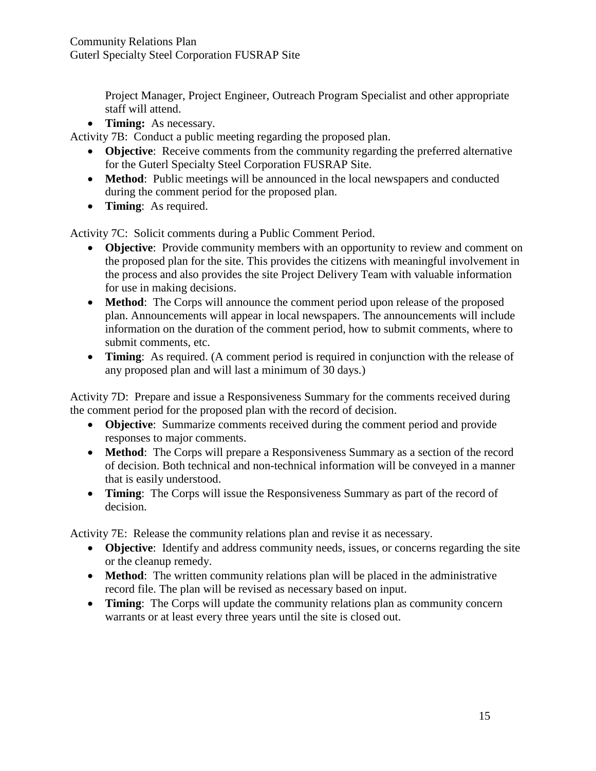Project Manager, Project Engineer, Outreach Program Specialist and other appropriate staff will attend.

- **Timing:** As necessary.

Activity 7B: Conduct a public meeting regarding the proposed plan.

- **Objective**: Receive comments from the community regarding the preferred alternative for the Guterl Specialty Steel Corporation FUSRAP Site.
- **Method**: Public meetings will be announced in the local newspapers and conducted during the comment period for the proposed plan.
- **Timing**: As required.

Activity 7C: Solicit comments during a Public Comment Period.

- **Objective**: Provide community members with an opportunity to review and comment on the proposed plan for the site. This provides the citizens with meaningful involvement in the process and also provides the site Project Delivery Team with valuable information for use in making decisions.
- **Method**: The Corps will announce the comment period upon release of the proposed plan. Announcements will appear in local newspapers. The announcements will include information on the duration of the comment period, how to submit comments, where to submit comments, etc.
- **Timing**: As required. (A comment period is required in conjunction with the release of any proposed plan and will last a minimum of 30 days.)

Activity 7D: Prepare and issue a Responsiveness Summary for the comments received during the comment period for the proposed plan with the record of decision.

- **Objective**: Summarize comments received during the comment period and provide responses to major comments.
- **Method**: The Corps will prepare a Responsiveness Summary as a section of the record of decision. Both technical and non-technical information will be conveyed in a manner that is easily understood.
- **Timing**: The Corps will issue the Responsiveness Summary as part of the record of decision.

Activity 7E: Release the community relations plan and revise it as necessary.

- **Objective**: Identify and address community needs, issues, or concerns regarding the site or the cleanup remedy.
- **Method**: The written community relations plan will be placed in the administrative record file. The plan will be revised as necessary based on input.
- **Timing**: The Corps will update the community relations plan as community concern warrants or at least every three years until the site is closed out.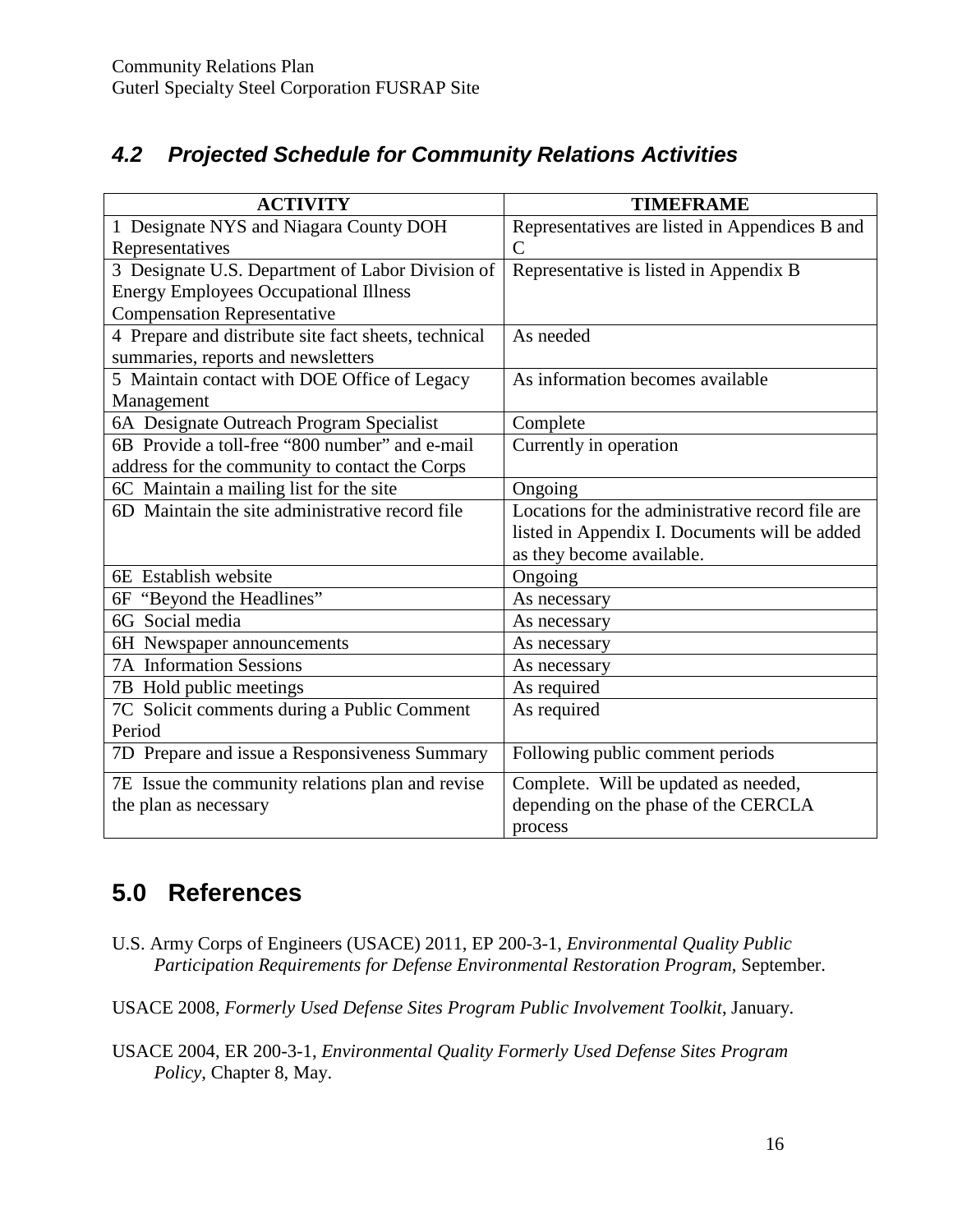### *4.2 Projected Schedule for Community Relations Activities*

| ACTIVITY | TIMEFRAME |
|---|---|
| 1 Designate NYS and Niagara County DOH Representatives | Representatives are listed in Appendices B and C |
| 3 Designate U.S. Department of Labor Division of Energy Employees Occupational Illness Compensation Representative | Representative is listed in Appendix B |
| 4 Prepare and distribute site fact sheets, technical summaries, reports and newsletters | As needed |
| 5 Maintain contact with DOE Office of Legacy Management | As information becomes available |
| 6A Designate Outreach Program Specialist | Complete |
| 6B Provide a toll-free "800 number" and e-mail address for the community to contact the Corps | Currently in operation |
| 6C Maintain a mailing list for the site | Ongoing |
| 6D Maintain the site administrative record file | Locations for the administrative record file are listed in Appendix I. Documents will be added as they become available. |
| 6E Establish website | Ongoing |
| 6F "Beyond the Headlines" | As necessary |
| 6G Social media | As necessary |
| 6H Newspaper announcements | As necessary |
| 7A Information Sessions | As necessary |
| 7B Hold public meetings | As required |
| 7C Solicit comments during a Public Comment Period | As required |
| 7D Prepare and issue a Responsiveness Summary | Following public comment periods |
| 7E Issue the community relations plan and revise the plan as necessary | Complete. Will be updated as needed, depending on the phase of the CERCLA process |

## 5.0 References

U.S. Army Corps of Engineers (USACE) 2011, EP 200-3-1, *Environmental Quality Public Participation Requirements for Defense Environmental Restoration Program*, September.

USACE 2008, *Formerly Used Defense Sites Program Public Involvement Toolkit*, January.

USACE 2004, ER 200-3-1, *Environmental Quality Formerly Used Defense Sites Program Policy*, Chapter 8, May.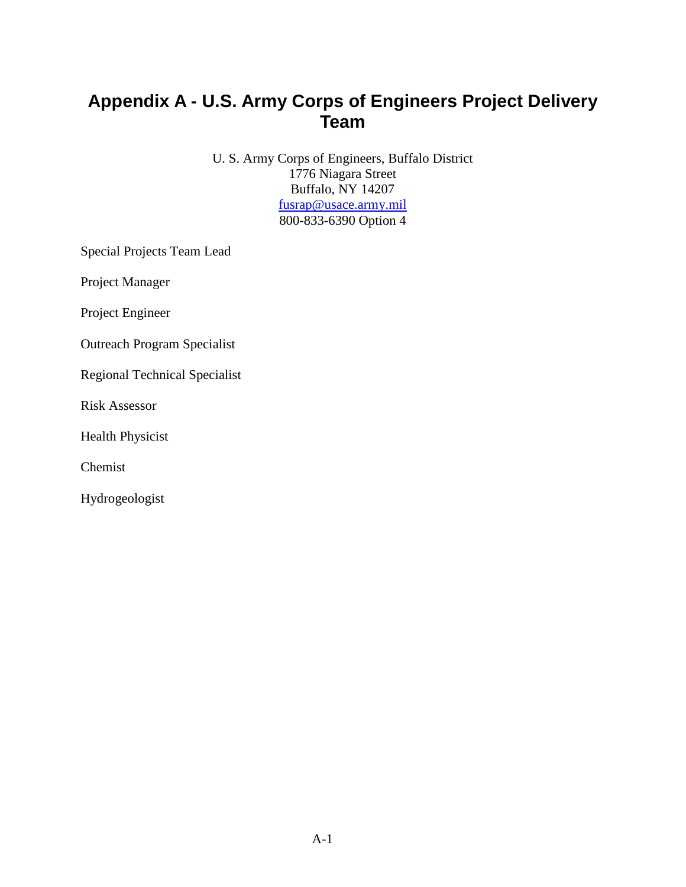# Appendix A - U.S. Army Corps of Engineers Project Delivery Team

U. S. Army Corps of Engineers, Buffalo District
1776 Niagara Street
Buffalo, NY 14207
fusrap@usace.army.mil
800-833-6390 Option 4

Special Projects Team Lead

Project Manager

Project Engineer

Outreach Program Specialist

Regional Technical Specialist

Risk Assessor

Health Physicist

Chemist

Hydrogeologist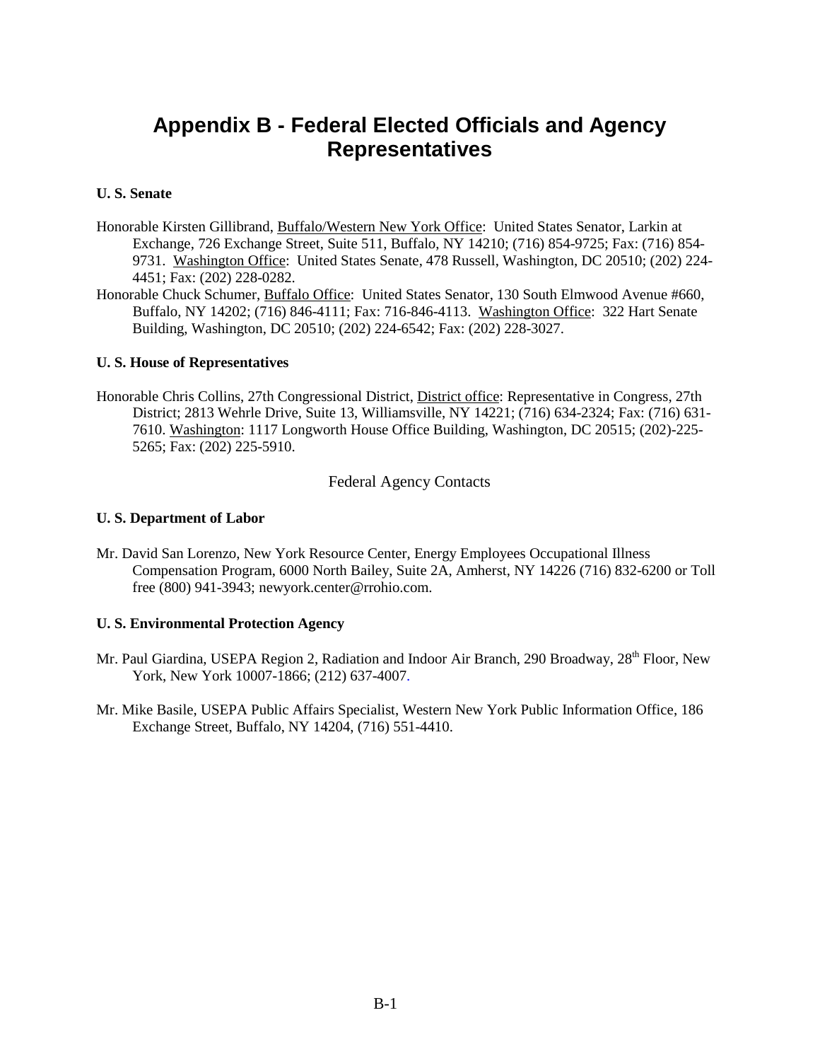# Appendix B - Federal Elected Officials and Agency Representatives

**U. S. Senate**

Honorable Kirsten Gillibrand, Buffalo/Western New York Office: United States Senator, Larkin at Exchange, 726 Exchange Street, Suite 511, Buffalo, NY 14210; (716) 854-9725; Fax: (716) 854-9731. Washington Office: United States Senate, 478 Russell, Washington, DC 20510; (202) 224-4451; Fax: (202) 228-0282.

Honorable Chuck Schumer, Buffalo Office: United States Senator, 130 South Elmwood Avenue #660, Buffalo, NY 14202; (716) 846-4111; Fax: 716-846-4113. Washington Office: 322 Hart Senate Building, Washington, DC 20510; (202) 224-6542; Fax: (202) 228-3027.

**U. S. House of Representatives**

Honorable Chris Collins, 27th Congressional District, District office: Representative in Congress, 27th District; 2813 Wehrle Drive, Suite 13, Williamsville, NY 14221; (716) 634-2324; Fax: (716) 631-7610. Washington: 1117 Longworth House Office Building, Washington, DC 20515; (202)-225-5265; Fax: (202) 225-5910.

Federal Agency Contacts

**U. S. Department of Labor**

Mr. David San Lorenzo, New York Resource Center, Energy Employees Occupational Illness Compensation Program, 6000 North Bailey, Suite 2A, Amherst, NY 14226 (716) 832-6200 or Toll free (800) 941-3943; newyork.center@rrohio.com.

**U. S. Environmental Protection Agency**

Mr. Paul Giardina, USEPA Region 2, Radiation and Indoor Air Branch, 290 Broadway, 28th Floor, New York, New York 10007-1866; (212) 637-4007.

Mr. Mike Basile, USEPA Public Affairs Specialist, Western New York Public Information Office, 186 Exchange Street, Buffalo, NY 14204, (716) 551-4410.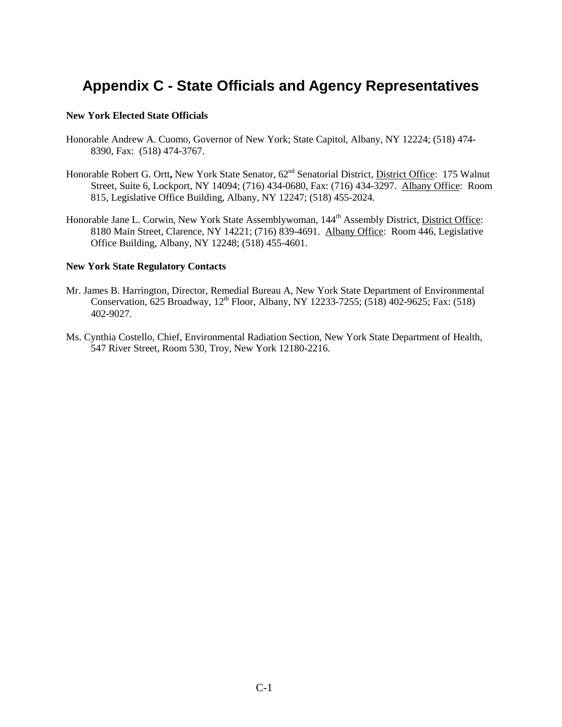# Appendix C - State Officials and Agency Representatives

**New York Elected State Officials**

Honorable Andrew A. Cuomo, Governor of New York; State Capitol, Albany, NY 12224; (518) 474-8390, Fax: (518) 474-3767.

Honorable Robert G. Ortt**,** New York State Senator, 62nd Senatorial District, District Office: 175 Walnut Street, Suite 6, Lockport, NY 14094; (716) 434-0680, Fax: (716) 434-3297. Albany Office: Room 815, Legislative Office Building, Albany, NY 12247; (518) 455-2024.

Honorable Jane L. Corwin, New York State Assemblywoman, 144th Assembly District, District Office: 8180 Main Street, Clarence, NY 14221; (716) 839-4691. Albany Office: Room 446, Legislative Office Building, Albany, NY 12248; (518) 455-4601.

**New York State Regulatory Contacts**

Mr. James B. Harrington, Director, Remedial Bureau A, New York State Department of Environmental Conservation, 625 Broadway, 12th Floor, Albany, NY 12233-7255; (518) 402-9625; Fax: (518) 402-9027.

Ms. Cynthia Costello, Chief, Environmental Radiation Section, New York State Department of Health, 547 River Street, Room 530, Troy, New York 12180-2216.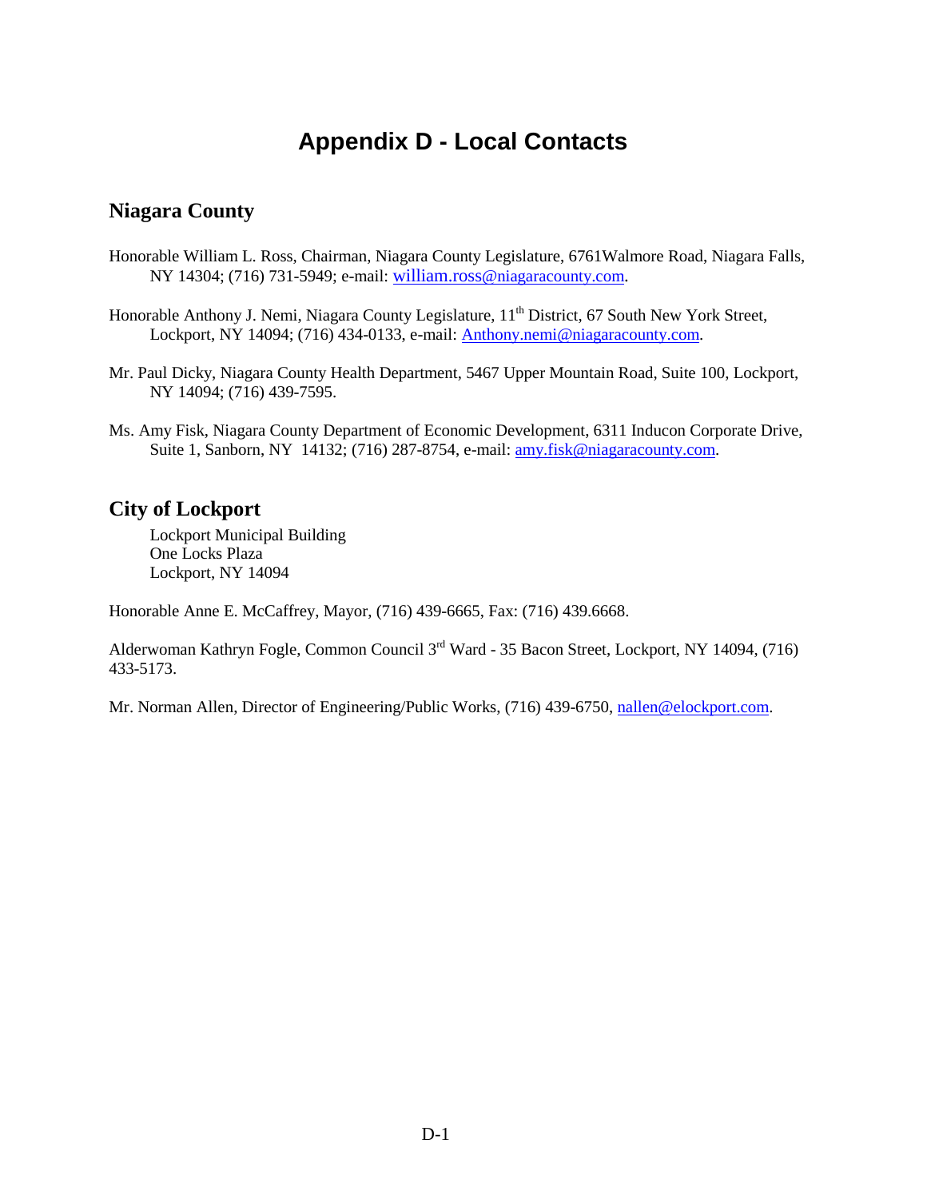# Appendix D - Local Contacts

## Niagara County

Honorable William L. Ross, Chairman, Niagara County Legislature, 6761Walmore Road, Niagara Falls, NY 14304; (716) 731-5949; e-mail: william.ross@niagaracounty.com.

Honorable Anthony J. Nemi, Niagara County Legislature, 11th District, 67 South New York Street, Lockport, NY 14094; (716) 434-0133, e-mail: Anthony.nemi@niagaracounty.com.

Mr. Paul Dicky, Niagara County Health Department, 5467 Upper Mountain Road, Suite 100, Lockport, NY 14094; (716) 439-7595.

Ms. Amy Fisk, Niagara County Department of Economic Development, 6311 Inducon Corporate Drive, Suite 1, Sanborn, NY 14132; (716) 287-8754, e-mail: amy.fisk@niagaracounty.com.

## City of Lockport

Lockport Municipal Building
One Locks Plaza
Lockport, NY 14094

Honorable Anne E. McCaffrey, Mayor, (716) 439-6665, Fax: (716) 439.6668.

Alderwoman Kathryn Fogle, Common Council 3rd Ward - 35 Bacon Street, Lockport, NY 14094, (716) 433-5173.

Mr. Norman Allen, Director of Engineering/Public Works, (716) 439-6750, nallen@elockport.com.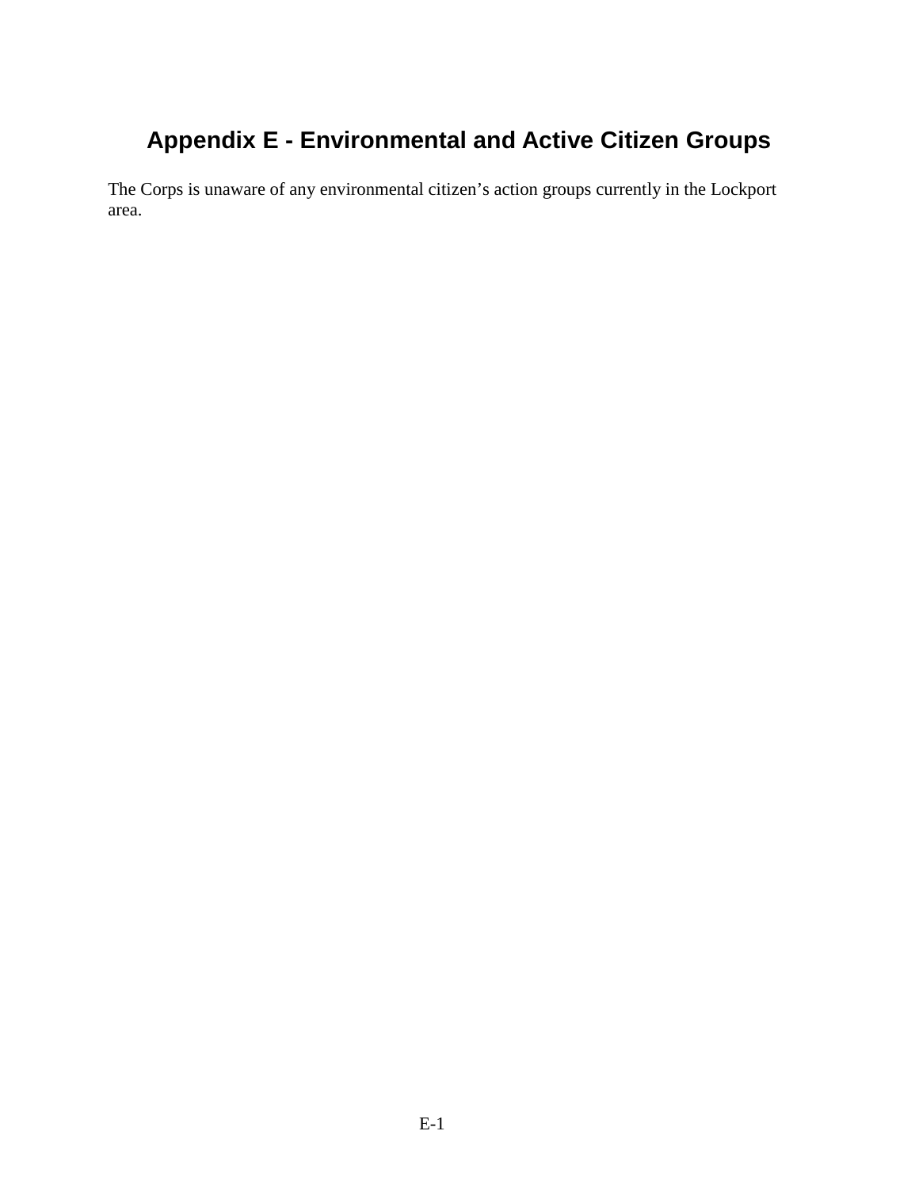# Appendix E - Environmental and Active Citizen Groups

The Corps is unaware of any environmental citizen's action groups currently in the Lockport area.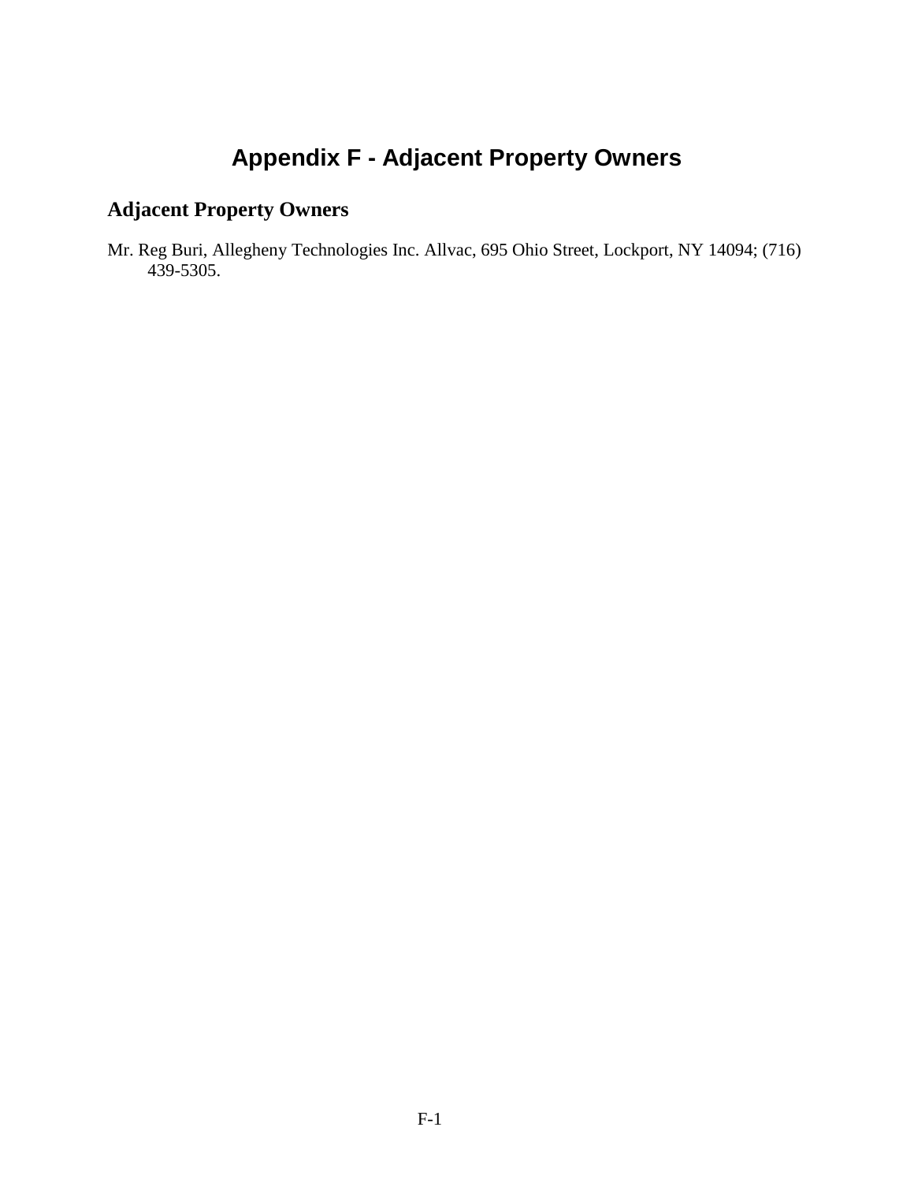# Appendix F - Adjacent Property Owners

## Adjacent Property Owners

Mr. Reg Buri, Allegheny Technologies Inc. Allvac, 695 Ohio Street, Lockport, NY 14094; (716) 439-5305.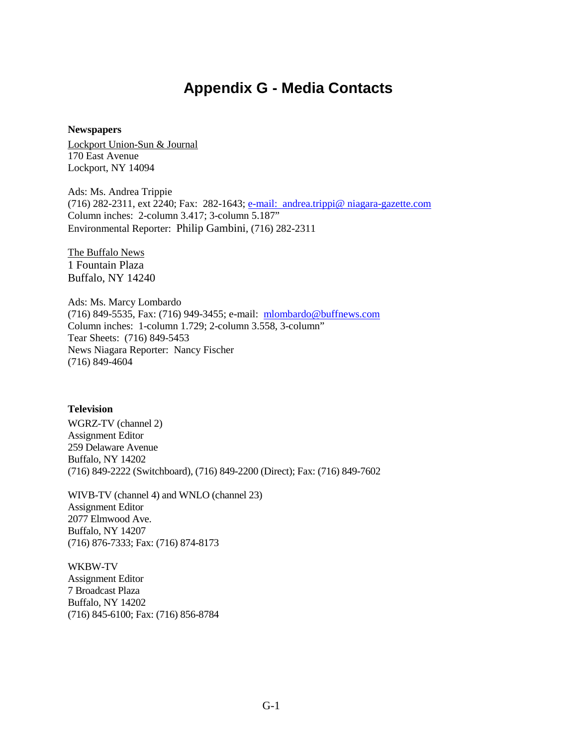# Appendix G - Media Contacts

**Newspapers**

Lockport Union-Sun & Journal
170 East Avenue
Lockport, NY 14094

Ads: Ms. Andrea Trippie
(716) 282-2311, ext 2240; Fax: 282-1643; e-mail: andrea.trippi@ niagara-gazette.com
Column inches: 2-column 3.417; 3-column 5.187"
Environmental Reporter: Philip Gambini, (716) 282-2311

The Buffalo News
1 Fountain Plaza
Buffalo, NY 14240

Ads: Ms. Marcy Lombardo
(716) 849-5535, Fax: (716) 949-3455; e-mail: mlombardo@buffnews.com
Column inches: 1-column 1.729; 2-column 3.558, 3-column"
Tear Sheets: (716) 849-5453
News Niagara Reporter: Nancy Fischer
(716) 849-4604

**Television**

WGRZ-TV (channel 2)
Assignment Editor
259 Delaware Avenue
Buffalo, NY 14202
(716) 849-2222 (Switchboard), (716) 849-2200 (Direct); Fax: (716) 849-7602

WIVB-TV (channel 4) and WNLO (channel 23)
Assignment Editor
2077 Elmwood Ave.
Buffalo, NY 14207
(716) 876-7333; Fax: (716) 874-8173

WKBW-TV
Assignment Editor
7 Broadcast Plaza
Buffalo, NY 14202
(716) 845-6100; Fax: (716) 856-8784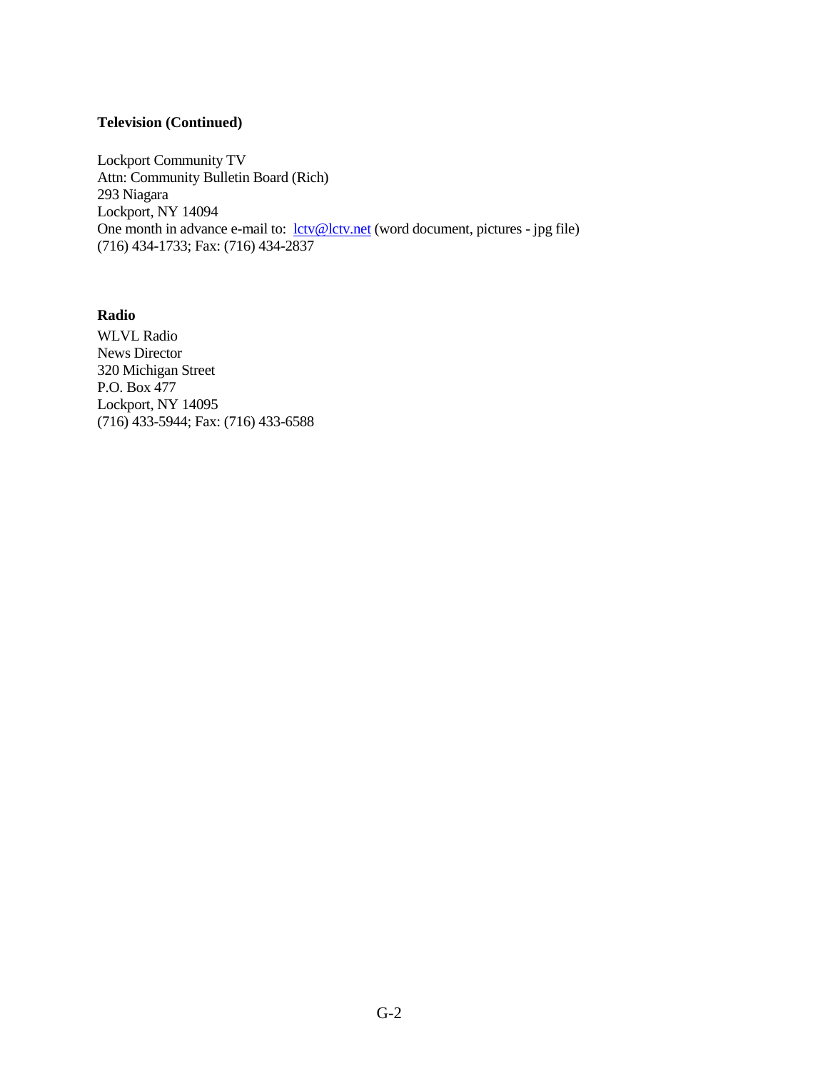**Television (Continued)**

Lockport Community TV
Attn: Community Bulletin Board (Rich)
293 Niagara
Lockport, NY 14094
One month in advance e-mail to: lctv@lctv.net (word document, pictures - jpg file)
(716) 434-1733; Fax: (716) 434-2837

**Radio**

WLVL Radio
News Director
320 Michigan Street
P.O. Box 477
Lockport, NY 14095
(716) 433-5944; Fax: (716) 433-6588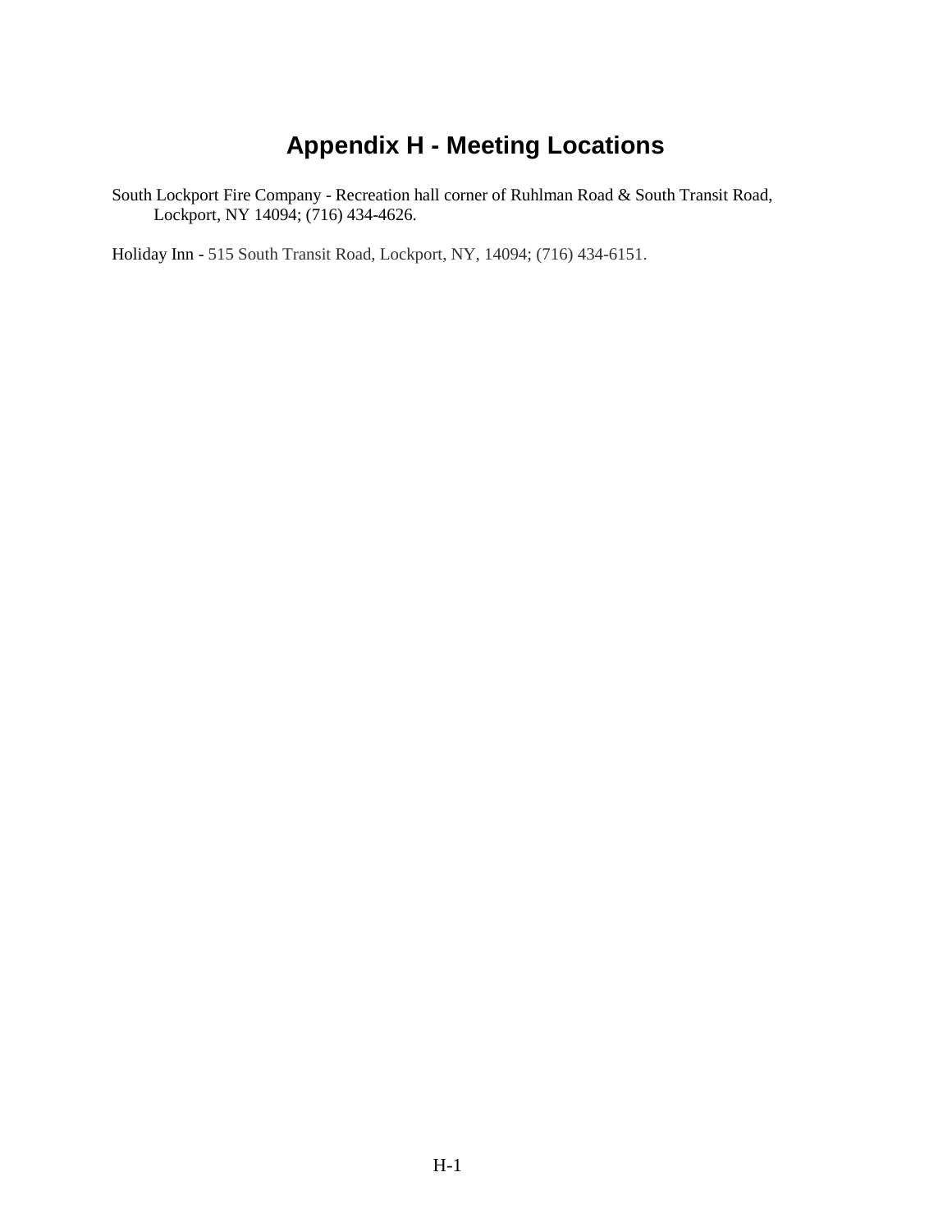# Appendix H - Meeting Locations

South Lockport Fire Company - Recreation hall corner of Ruhlman Road & South Transit Road, Lockport, NY 14094; (716) 434-4626.

Holiday Inn - 515 South Transit Road, Lockport, NY, 14094; (716) 434-6151.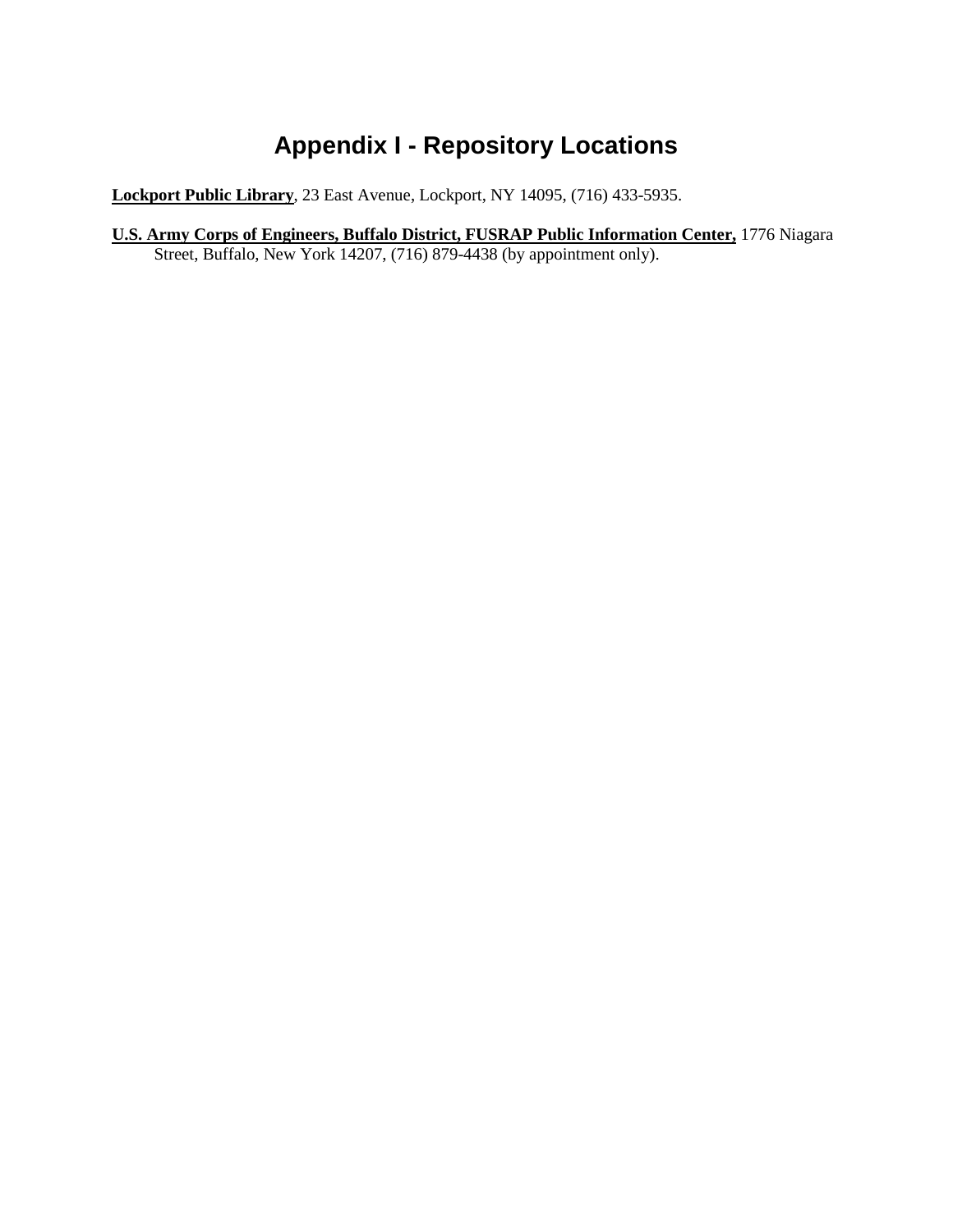# Appendix I - Repository Locations

**Lockport Public Library**, 23 East Avenue, Lockport, NY 14095, (716) 433-5935.

**U.S. Army Corps of Engineers, Buffalo District, FUSRAP Public Information Center,** 1776 Niagara Street, Buffalo, New York 14207, (716) 879-4438 (by appointment only).